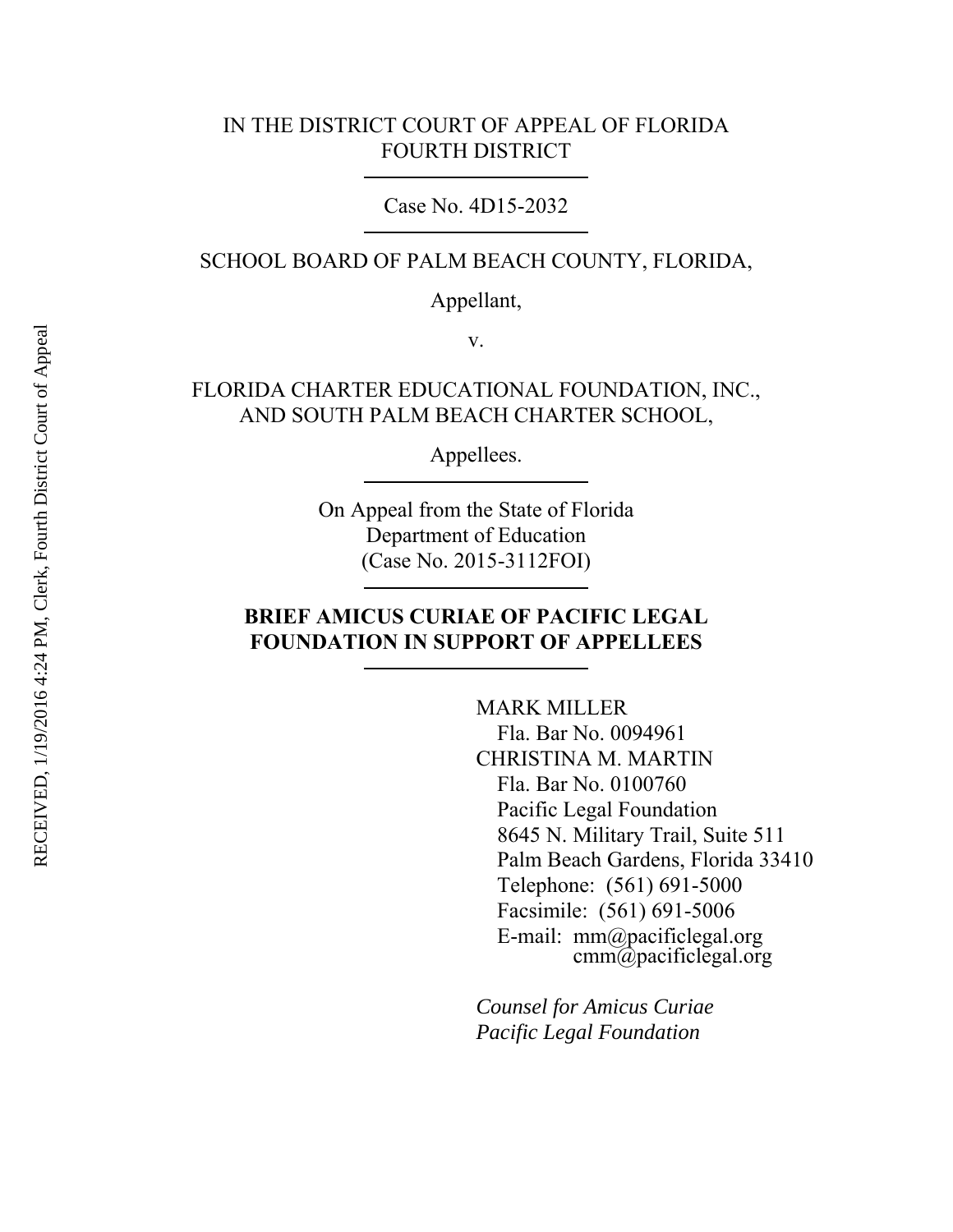IN THE DISTRICT COURT OF APPEAL OF FLORIDA
FOURTH DISTRICT

---

Case No. 4D15-2032

---

SCHOOL BOARD OF PALM BEACH COUNTY, FLORIDA,

Appellant,

v.

FLORIDA CHARTER EDUCATIONAL FOUNDATION, INC., AND SOUTH PALM BEACH CHARTER SCHOOL,

Appellees.

---

On Appeal from the State of Florida
Department of Education
(Case No. 2015-3112FOI)

---

**BRIEF AMICUS CURIAE OF PACIFIC LEGAL FOUNDATION IN SUPPORT OF APPELLEES**

---

MARK MILLER
Fla. Bar No. 0094961
CHRISTINA M. MARTIN
Fla. Bar No. 0100760
Pacific Legal Foundation
8645 N. Military Trail, Suite 511
Palm Beach Gardens, Florida 33410
Telephone: (561) 691-5000
Facsimile: (561) 691-5006
E-mail: mm@pacificlegal.org
cmm@pacificlegal.org

*Counsel for Amicus Curiae*
*Pacific Legal Foundation*

RECEIVED, 1/19/2016 4:24 PM, Clerk, Fourth District Court of Appeal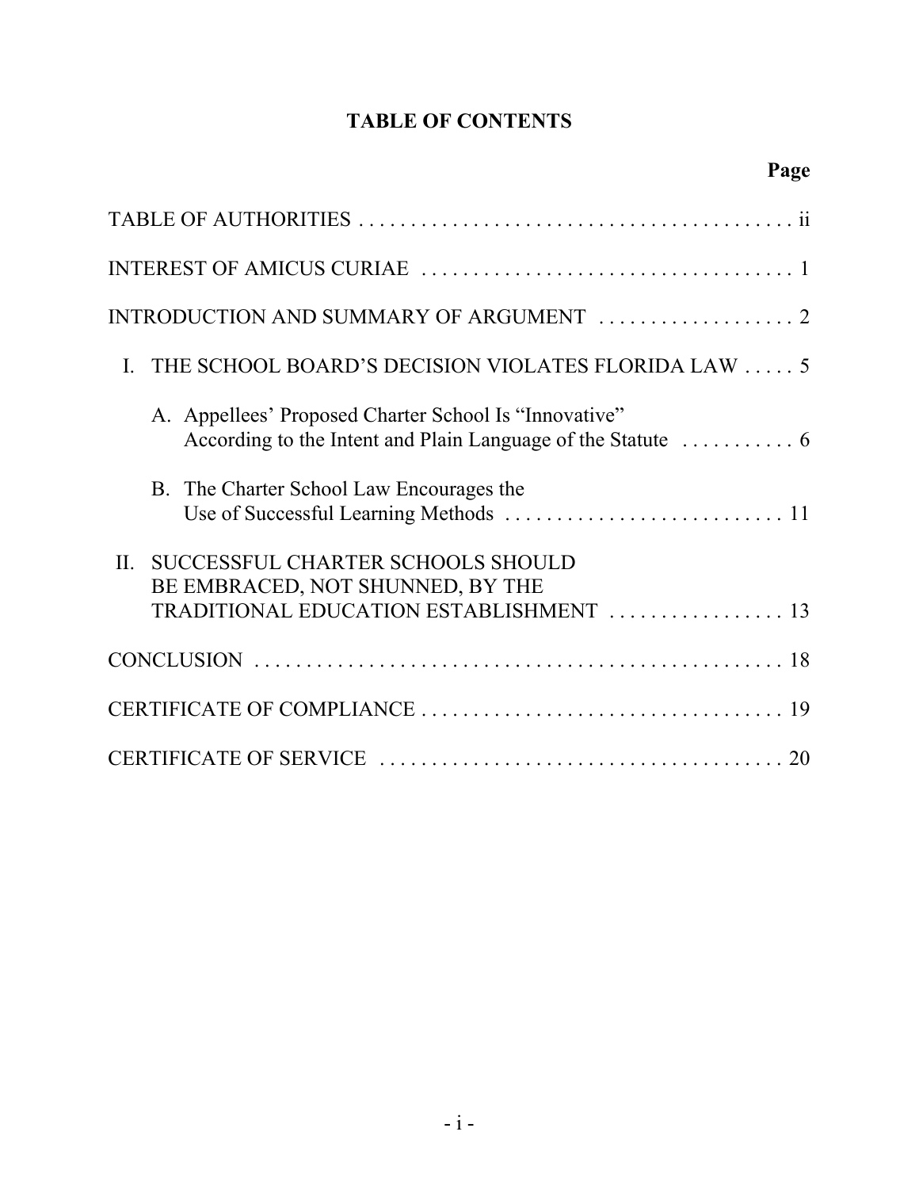# TABLE OF CONTENTS

| | Page |
|---|---|
| TABLE OF AUTHORITIES | ii |
| INTEREST OF AMICUS CURIAE | 1 |
| INTRODUCTION AND SUMMARY OF ARGUMENT | 2 |
| I. THE SCHOOL BOARD'S DECISION VIOLATES FLORIDA LAW | 5 |
| A. Appellees' Proposed Charter School Is "Innovative" According to the Intent and Plain Language of the Statute | 6 |
| B. The Charter School Law Encourages the Use of Successful Learning Methods | 11 |
| II. SUCCESSFUL CHARTER SCHOOLS SHOULD BE EMBRACED, NOT SHUNNED, BY THE TRADITIONAL EDUCATION ESTABLISHMENT | 13 |
| CONCLUSION | 18 |
| CERTIFICATE OF COMPLIANCE | 19 |
| CERTIFICATE OF SERVICE | 20 |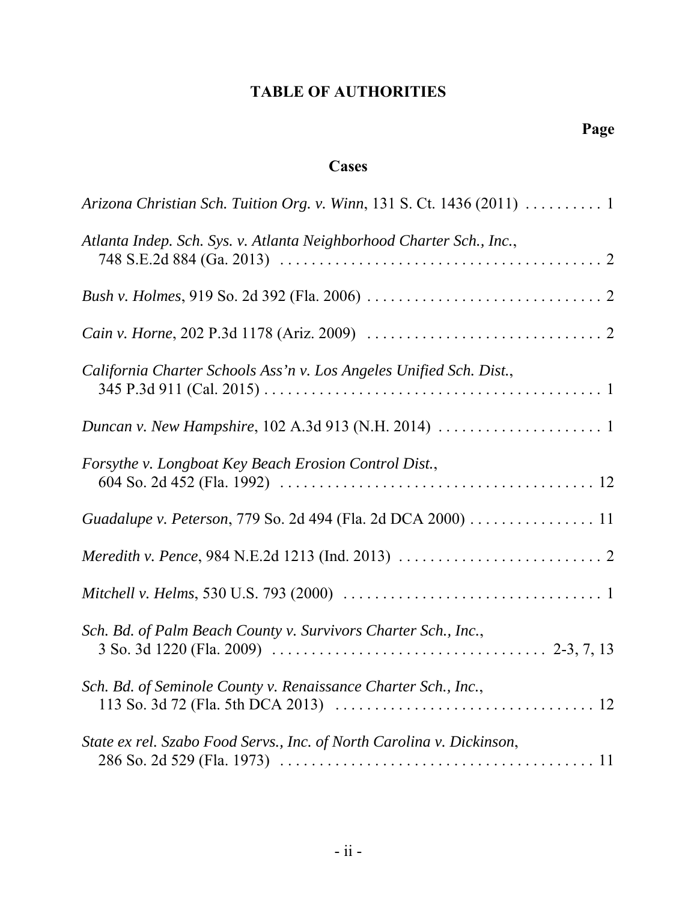# TABLE OF AUTHORITIES

**Page**

## Cases

*Arizona Christian Sch. Tuition Org. v. Winn*, 131 S. Ct. 1436 (2011) . . . . . . . . . . 1

*Atlanta Indep. Sch. Sys. v. Atlanta Neighborhood Charter Sch., Inc.*, 748 S.E.2d 884 (Ga. 2013) . . . . . . . . . . . . . . . . . . . . . . . . . . . . . . . . . . . . . . 2

*Bush v. Holmes*, 919 So. 2d 392 (Fla. 2006) . . . . . . . . . . . . . . . . . . . . . . . . . . . . . . 2

*Cain v. Horne*, 202 P.3d 1178 (Ariz. 2009) . . . . . . . . . . . . . . . . . . . . . . . . . . . . . . . 2

*California Charter Schools Ass'n v. Los Angeles Unified Sch. Dist.*, 345 P.3d 911 (Cal. 2015) . . . . . . . . . . . . . . . . . . . . . . . . . . . . . . . . . . . . . . . . . . . 1

*Duncan v. New Hampshire*, 102 A.3d 913 (N.H. 2014) . . . . . . . . . . . . . . . . . . . . . 1

*Forsythe v. Longboat Key Beach Erosion Control Dist.*, 604 So. 2d 452 (Fla. 1992) . . . . . . . . . . . . . . . . . . . . . . . . . . . . . . . . . . . . . . . 12

*Guadalupe v. Peterson*, 779 So. 2d 494 (Fla. 2d DCA 2000) . . . . . . . . . . . . . . . . 11

*Meredith v. Pence*, 984 N.E.2d 1213 (Ind. 2013) . . . . . . . . . . . . . . . . . . . . . . . . . . 2

*Mitchell v. Helms*, 530 U.S. 793 (2000) . . . . . . . . . . . . . . . . . . . . . . . . . . . . . . . . . . 1

*Sch. Bd. of Palm Beach County v. Survivors Charter Sch., Inc.*, 3 So. 3d 1220 (Fla. 2009) . . . . . . . . . . . . . . . . . . . . . . . . . . . . . . . . . . 2-3, 7, 13

*Sch. Bd. of Seminole County v. Renaissance Charter Sch., Inc.*, 113 So. 3d 72 (Fla. 5th DCA 2013) . . . . . . . . . . . . . . . . . . . . . . . . . . . . . . . . . 12

*State ex rel. Szabo Food Servs., Inc. of North Carolina v. Dickinson*, 286 So. 2d 529 (Fla. 1973) . . . . . . . . . . . . . . . . . . . . . . . . . . . . . . . . . . . . . . . 11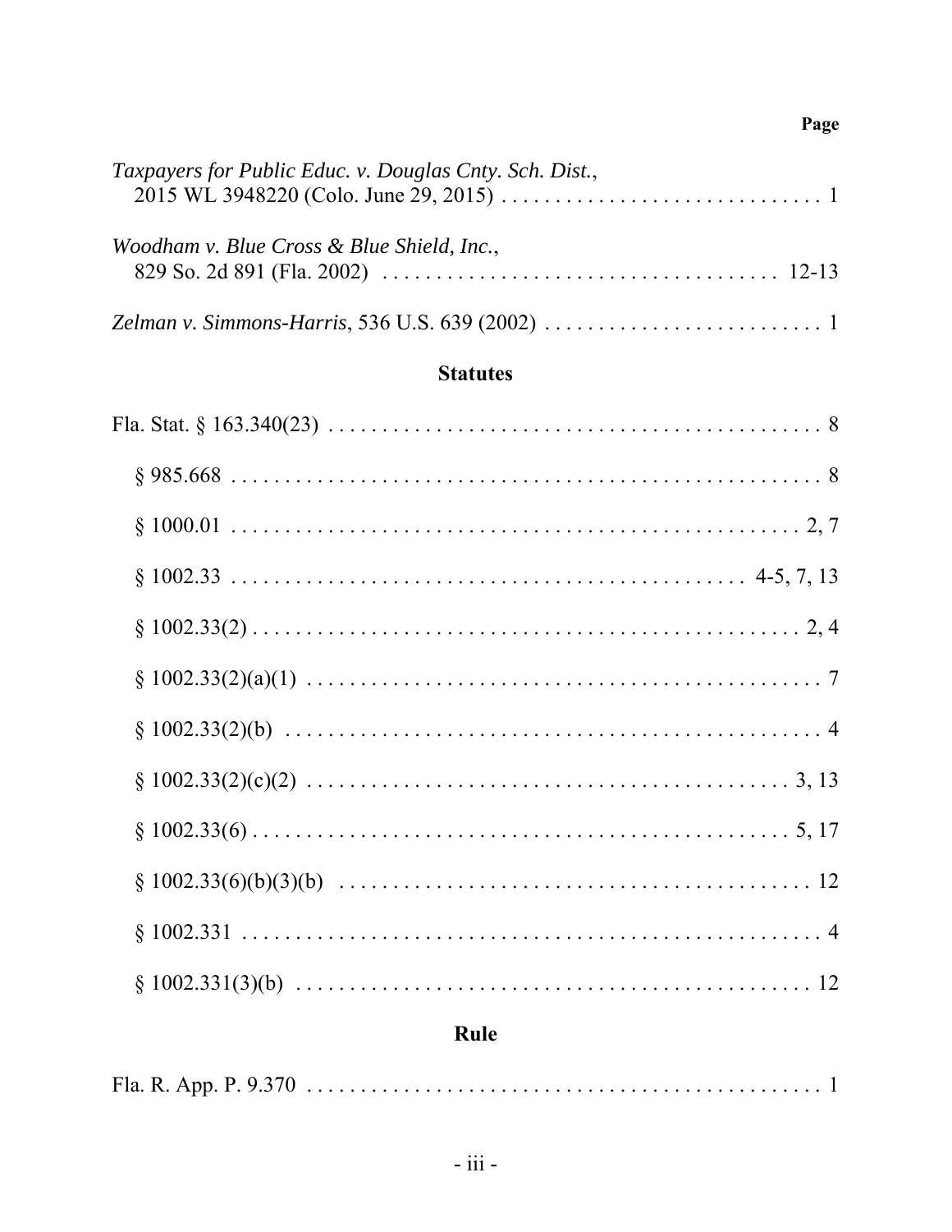**Page**

*Taxpayers for Public Educ. v. Douglas Cnty. Sch. Dist.*, 2015 WL 3948220 (Colo. June 29, 2015) . . . . . . . . . . . . . . . . . . . . . . . . . . . . . . 1

*Woodham v. Blue Cross & Blue Shield, Inc.*, 829 So. 2d 891 (Fla. 2002) . . . . . . . . . . . . . . . . . . . . . . . . . . . . . . . . . . . . 12-13

*Zelman v. Simmons-Harris*, 536 U.S. 639 (2002) . . . . . . . . . . . . . . . . . . . . . . . . . . 1

## Statutes

Fla. Stat. § 163.340(23) . . . . . . . . . . . . . . . . . . . . . . . . . . . . . . . . . . . . . . . . . . . . . . 8

§ 985.668 . . . . . . . . . . . . . . . . . . . . . . . . . . . . . . . . . . . . . . . . . . . . . . . . . . . . . 8

§ 1000.01 . . . . . . . . . . . . . . . . . . . . . . . . . . . . . . . . . . . . . . . . . . . . . . . . . . . . 2, 7

§ 1002.33 . . . . . . . . . . . . . . . . . . . . . . . . . . . . . . . . . . . . . . . . . . . . . . 4-5, 7, 13

§ 1002.33(2) . . . . . . . . . . . . . . . . . . . . . . . . . . . . . . . . . . . . . . . . . . . . . . . . . . 2, 4

§ 1002.33(2)(a)(1) . . . . . . . . . . . . . . . . . . . . . . . . . . . . . . . . . . . . . . . . . . . . . . . . 7

§ 1002.33(2)(b) . . . . . . . . . . . . . . . . . . . . . . . . . . . . . . . . . . . . . . . . . . . . . . . . . . 4

§ 1002.33(2)(c)(2) . . . . . . . . . . . . . . . . . . . . . . . . . . . . . . . . . . . . . . . . . . . . . 3, 13

§ 1002.33(6) . . . . . . . . . . . . . . . . . . . . . . . . . . . . . . . . . . . . . . . . . . . . . . . . . 5, 17

§ 1002.33(6)(b)(3)(b) . . . . . . . . . . . . . . . . . . . . . . . . . . . . . . . . . . . . . . . . . . . . 12

§ 1002.331 . . . . . . . . . . . . . . . . . . . . . . . . . . . . . . . . . . . . . . . . . . . . . . . . . . . . . 4

§ 1002.331(3)(b) . . . . . . . . . . . . . . . . . . . . . . . . . . . . . . . . . . . . . . . . . . . . . . . . 12

## Rule

Fla. R. App. P. 9.370 . . . . . . . . . . . . . . . . . . . . . . . . . . . . . . . . . . . . . . . . . . . . . . . 1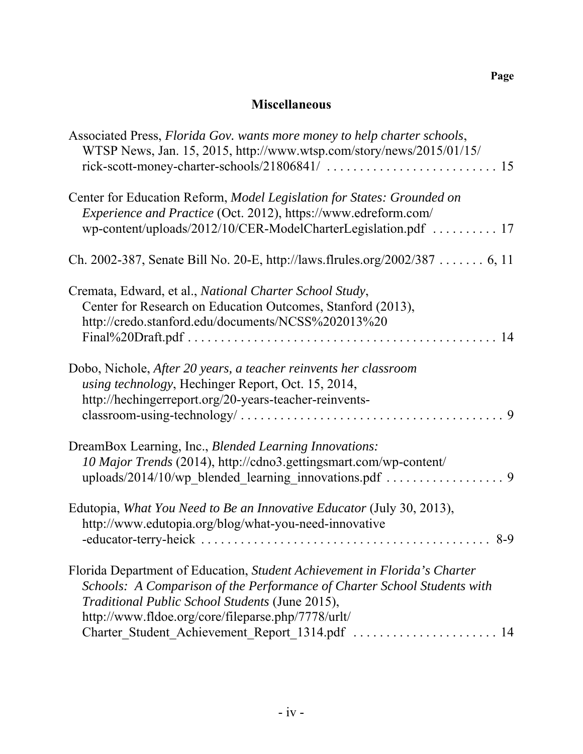**Page**

## Miscellaneous

Associated Press, *Florida Gov. wants more money to help charter schools*, WTSP News, Jan. 15, 2015, http://www.wtsp.com/story/news/2015/01/15/rick-scott-money-charter-schools/21806841/ . . . . . . . . . . . . . . . . . . . . . . . . . . 15

Center for Education Reform, *Model Legislation for States: Grounded on Experience and Practice* (Oct. 2012), https://www.edreform.com/wp-content/uploads/2012/10/CER-ModelCharterLegislation.pdf . . . . . . . . . . 17

Ch. 2002-387, Senate Bill No. 20-E, http://laws.flrules.org/2002/387 . . . . . . . 6, 11

Cremata, Edward, et al., *National Charter School Study*, Center for Research on Education Outcomes, Stanford (2013), http://credo.stanford.edu/documents/NCSS%202013%20Final%20Draft.pdf . . . . . . . . . . . . . . . . . . . . . . . . . . . . . . . . . . . . . . . . . . . . . . . 14

Dobo, Nichole, *After 20 years, a teacher reinvents her classroom using technology*, Hechinger Report, Oct. 15, 2014, http://hechingerreport.org/20-years-teacher-reinvents-classroom-using-technology/ . . . . . . . . . . . . . . . . . . . . . . . . . . . . . . . . . . . . . . . . 9

DreamBox Learning, Inc., *Blended Learning Innovations: 10 Major Trends* (2014), http://cdno3.gettingsmart.com/wp-content/uploads/2014/10/wp_blended_learning_innovations.pdf . . . . . . . . . . . . . . . . . . 9

Edutopia, *What You Need to Be an Innovative Educator* (July 30, 2013), http://www.edutopia.org/blog/what-you-need-innovative-educator-terry-heick . . . . . . . . . . . . . . . . . . . . . . . . . . . . . . . . . . . . . . . . . . . . 8-9

Florida Department of Education, *Student Achievement in Florida's Charter Schools: A Comparison of the Performance of Charter School Students with Traditional Public School Students* (June 2015), http://www.fldoe.org/core/fileparse.php/7778/urlt/Charter_Student_Achievement_Report_1314.pdf . . . . . . . . . . . . . . . . . . . . . . 14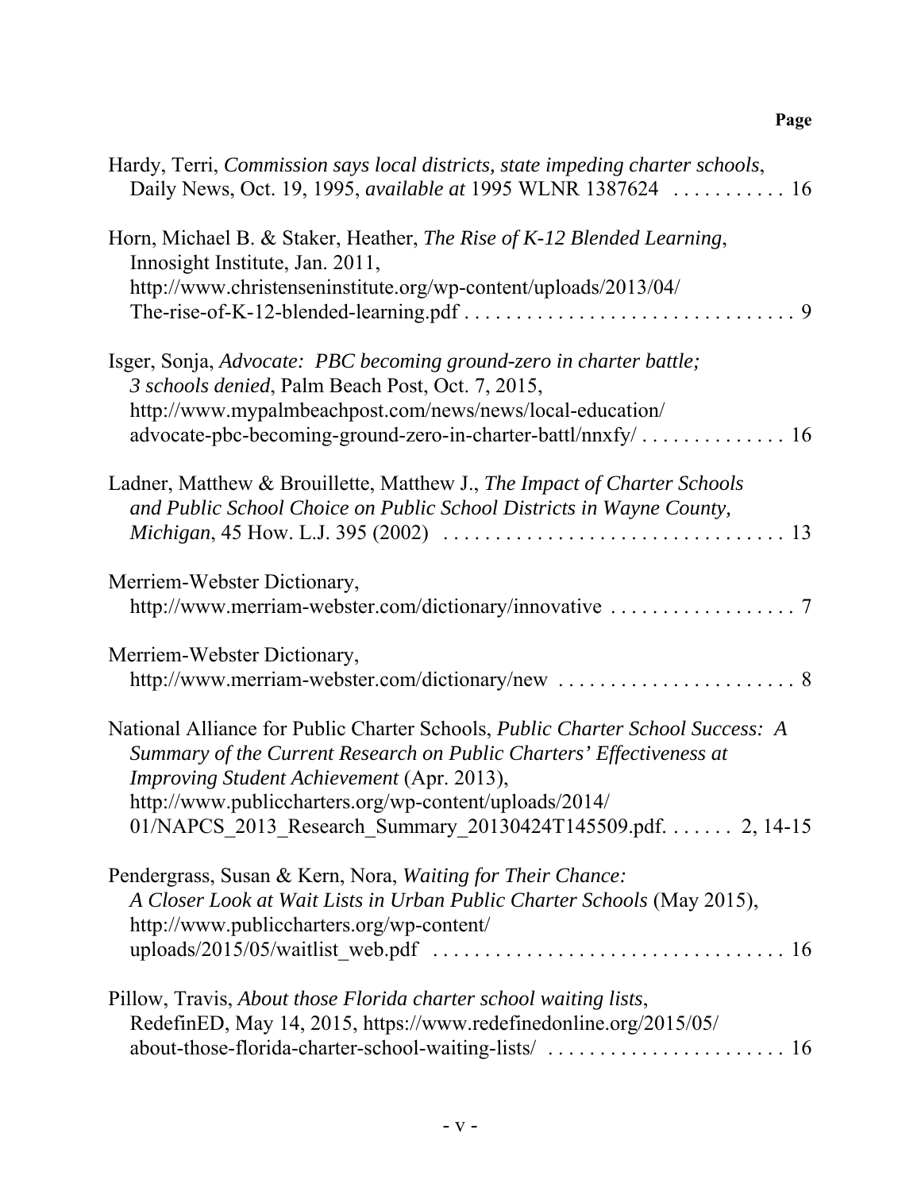**Page**

Hardy, Terri, *Commission says local districts, state impeding charter schools*, Daily News, Oct. 19, 1995, *available at* 1995 WLNR 1387624 . . . . . . . . . . . 16

Horn, Michael B. & Staker, Heather, *The Rise of K-12 Blended Learning*, Innosight Institute, Jan. 2011, http://www.christenseninstitute.org/wp-content/uploads/2013/04/The-rise-of-K-12-blended-learning.pdf . . . . . . . . . . . . . . . . . . . . . . . . . . . . . . . . 9

Isger, Sonja, *Advocate: PBC becoming ground-zero in charter battle; 3 schools denied*, Palm Beach Post, Oct. 7, 2015, http://www.mypalmbeachpost.com/news/news/local-education/advocate-pbc-becoming-ground-zero-in-charter-battl/nnxfy/ . . . . . . . . . . . . . . 16

Ladner, Matthew & Brouillette, Matthew J., *The Impact of Charter Schools and Public School Choice on Public School Districts in Wayne County, Michigan*, 45 How. L.J. 395 (2002) . . . . . . . . . . . . . . . . . . . . . . . . . . . . . . . . 13

Merriem-Webster Dictionary, http://www.merriam-webster.com/dictionary/innovative . . . . . . . . . . . . . . . . . . 7

Merriem-Webster Dictionary, http://www.merriam-webster.com/dictionary/new . . . . . . . . . . . . . . . . . . . . . . . 8

National Alliance for Public Charter Schools, *Public Charter School Success: A Summary of the Current Research on Public Charters' Effectiveness at Improving Student Achievement* (Apr. 2013), http://www.publiccharters.org/wp-content/uploads/2014/01/NAPCS_2013_Research_Summary_20130424T145509.pdf. . . . . . . 2, 14-15

Pendergrass, Susan & Kern, Nora, *Waiting for Their Chance: A Closer Look at Wait Lists in Urban Public Charter Schools* (May 2015), http://www.publiccharters.org/wp-content/uploads/2015/05/waitlist_web.pdf . . . . . . . . . . . . . . . . . . . . . . . . . . . . . . . . . 16

Pillow, Travis, *About those Florida charter school waiting lists*, RedefinED, May 14, 2015, https://www.redefinedonline.org/2015/05/about-those-florida-charter-school-waiting-lists/ . . . . . . . . . . . . . . . . . . . . . . . 16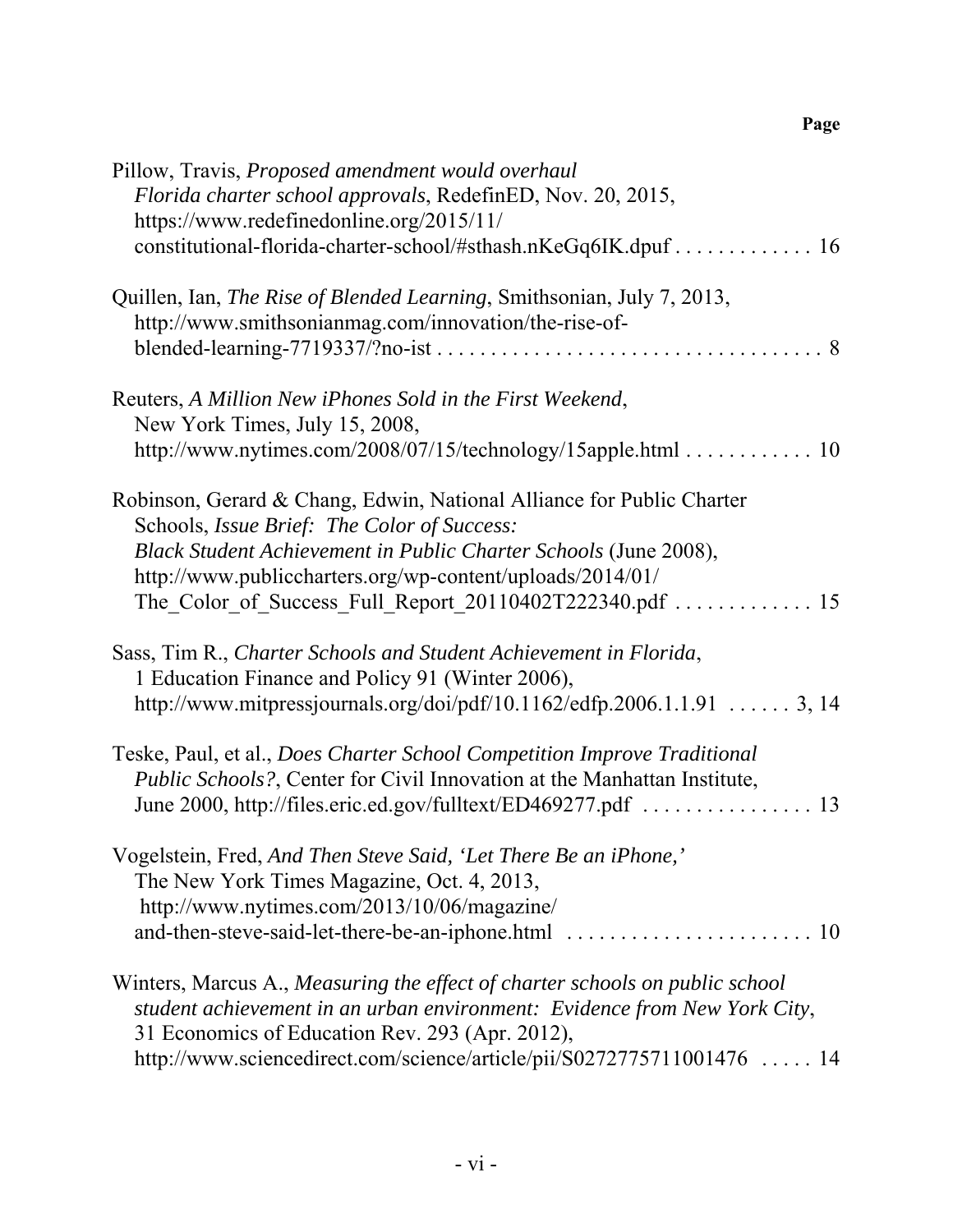**Page**

Pillow, Travis, *Proposed amendment would overhaul Florida charter school approvals*, RedefinED, Nov. 20, 2015, https://www.redefinedonline.org/2015/11/constitutional-florida-charter-school/#sthash.nKeGq6IK.dpuf . . . . . . . . . . . . . 16

Quillen, Ian, *The Rise of Blended Learning*, Smithsonian, July 7, 2013, http://www.smithsonianmag.com/innovation/the-rise-of-blended-learning-7719337/?no-ist . . . . . . . . . . . . . . . . . . . . . . . . . . . . . . . . . . . . 8

Reuters, *A Million New iPhones Sold in the First Weekend*, New York Times, July 15, 2008, http://www.nytimes.com/2008/07/15/technology/15apple.html . . . . . . . . . . . . 10

Robinson, Gerard & Chang, Edwin, National Alliance for Public Charter Schools, *Issue Brief: The Color of Success: Black Student Achievement in Public Charter Schools* (June 2008), http://www.publiccharters.org/wp-content/uploads/2014/01/The_Color_of_Success_Full_Report_20110402T222340.pdf . . . . . . . . . . . . . 15

Sass, Tim R., *Charter Schools and Student Achievement in Florida*, 1 Education Finance and Policy 91 (Winter 2006), http://www.mitpressjournals.org/doi/pdf/10.1162/edfp.2006.1.1.91 . . . . . . 3, 14

Teske, Paul, et al., *Does Charter School Competition Improve Traditional Public Schools?*, Center for Civil Innovation at the Manhattan Institute, June 2000, http://files.eric.ed.gov/fulltext/ED469277.pdf . . . . . . . . . . . . . . . . 13

Vogelstein, Fred, *And Then Steve Said, 'Let There Be an iPhone,'* The New York Times Magazine, Oct. 4, 2013, http://www.nytimes.com/2013/10/06/magazine/and-then-steve-said-let-there-be-an-iphone.html . . . . . . . . . . . . . . . . . . . . . . . 10

Winters, Marcus A., *Measuring the effect of charter schools on public school student achievement in an urban environment: Evidence from New York City*, 31 Economics of Education Rev. 293 (Apr. 2012), http://www.sciencedirect.com/science/article/pii/S0272775711001476 . . . . . 14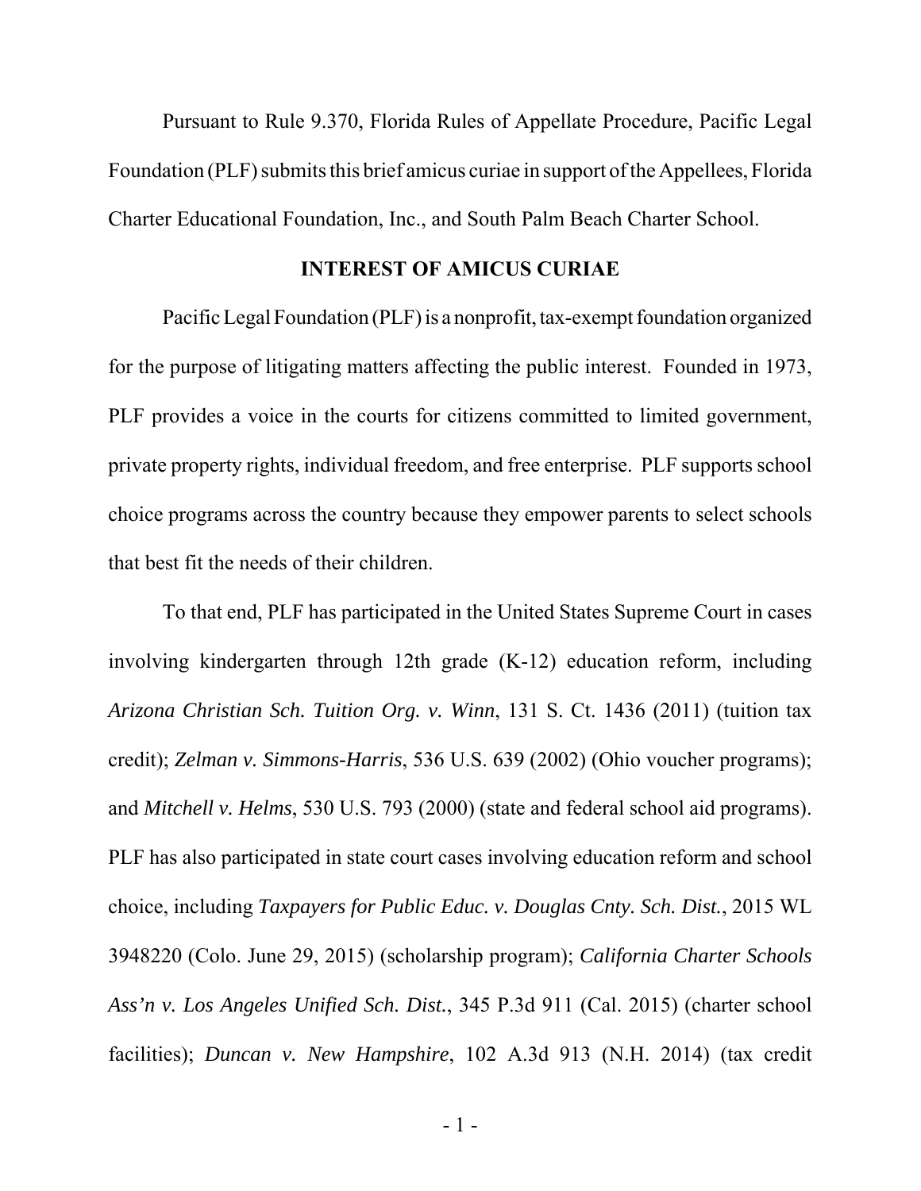Pursuant to Rule 9.370, Florida Rules of Appellate Procedure, Pacific Legal Foundation (PLF) submits this brief amicus curiae in support of the Appellees, Florida Charter Educational Foundation, Inc., and South Palm Beach Charter School.

## INTEREST OF AMICUS CURIAE

Pacific Legal Foundation (PLF) is a nonprofit, tax-exempt foundation organized for the purpose of litigating matters affecting the public interest. Founded in 1973, PLF provides a voice in the courts for citizens committed to limited government, private property rights, individual freedom, and free enterprise. PLF supports school choice programs across the country because they empower parents to select schools that best fit the needs of their children.

To that end, PLF has participated in the United States Supreme Court in cases involving kindergarten through 12th grade (K-12) education reform, including *Arizona Christian Sch. Tuition Org. v. Winn*, 131 S. Ct. 1436 (2011) (tuition tax credit); *Zelman v. Simmons-Harris*, 536 U.S. 639 (2002) (Ohio voucher programs); and *Mitchell v. Helms*, 530 U.S. 793 (2000) (state and federal school aid programs). PLF has also participated in state court cases involving education reform and school choice, including *Taxpayers for Public Educ. v. Douglas Cnty. Sch. Dist.*, 2015 WL 3948220 (Colo. June 29, 2015) (scholarship program); *California Charter Schools Ass'n v. Los Angeles Unified Sch. Dist.*, 345 P.3d 911 (Cal. 2015) (charter school facilities); *Duncan v. New Hampshire*, 102 A.3d 913 (N.H. 2014) (tax credit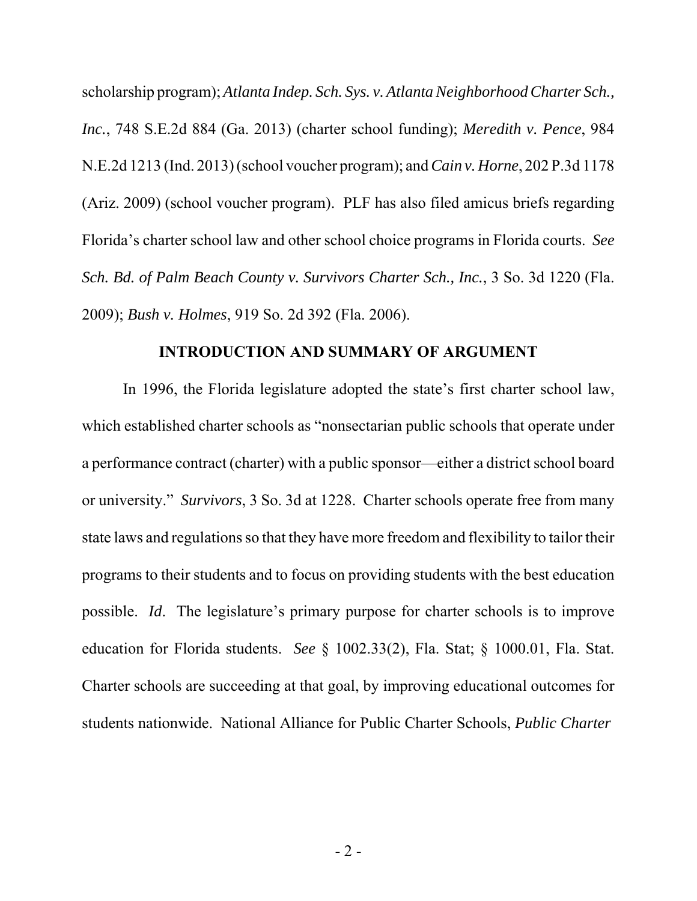scholarship program); *Atlanta Indep. Sch. Sys. v. Atlanta Neighborhood Charter Sch., Inc.*, 748 S.E.2d 884 (Ga. 2013) (charter school funding); *Meredith v. Pence*, 984 N.E.2d 1213 (Ind. 2013) (school voucher program); and *Cain v. Horne*, 202 P.3d 1178 (Ariz. 2009) (school voucher program). PLF has also filed amicus briefs regarding Florida's charter school law and other school choice programs in Florida courts. *See Sch. Bd. of Palm Beach County v. Survivors Charter Sch., Inc.*, 3 So. 3d 1220 (Fla. 2009); *Bush v. Holmes*, 919 So. 2d 392 (Fla. 2006).

## INTRODUCTION AND SUMMARY OF ARGUMENT

In 1996, the Florida legislature adopted the state's first charter school law, which established charter schools as "nonsectarian public schools that operate under a performance contract (charter) with a public sponsor—either a district school board or university." *Survivors*, 3 So. 3d at 1228. Charter schools operate free from many state laws and regulations so that they have more freedom and flexibility to tailor their programs to their students and to focus on providing students with the best education possible. *Id*. The legislature's primary purpose for charter schools is to improve education for Florida students. *See* § 1002.33(2), Fla. Stat; § 1000.01, Fla. Stat. Charter schools are succeeding at that goal, by improving educational outcomes for students nationwide. National Alliance for Public Charter Schools, *Public Charter*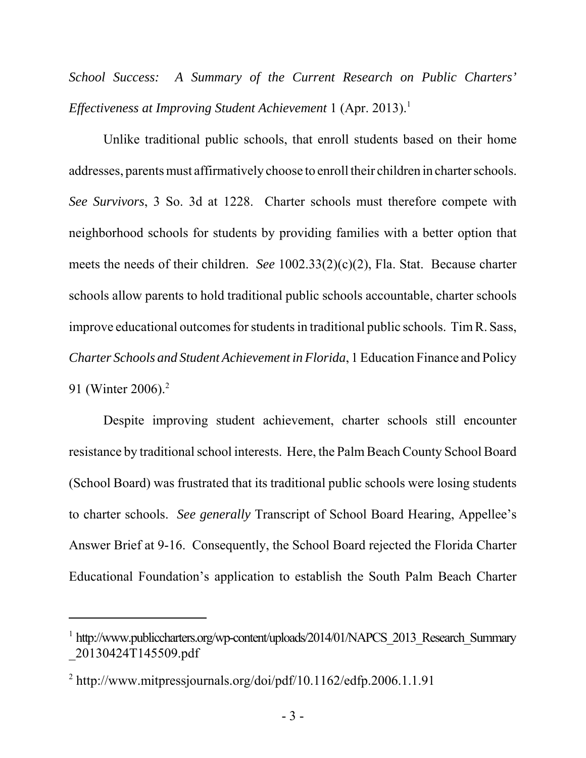*School Success: A Summary of the Current Research on Public Charters' Effectiveness at Improving Student Achievement* 1 (Apr. 2013).[1]

Unlike traditional public schools, that enroll students based on their home addresses, parents must affirmatively choose to enroll their children in charter schools. *See Survivors*, 3 So. 3d at 1228. Charter schools must therefore compete with neighborhood schools for students by providing families with a better option that meets the needs of their children. *See* 1002.33(2)(c)(2), Fla. Stat. Because charter schools allow parents to hold traditional public schools accountable, charter schools improve educational outcomes for students in traditional public schools. Tim R. Sass, *Charter Schools and Student Achievement in Florida*, 1 Education Finance and Policy 91 (Winter 2006).[2]

Despite improving student achievement, charter schools still encounter resistance by traditional school interests. Here, the Palm Beach County School Board (School Board) was frustrated that its traditional public schools were losing students to charter schools. *See generally* Transcript of School Board Hearing, Appellee's Answer Brief at 9-16. Consequently, the School Board rejected the Florida Charter Educational Foundation's application to establish the South Palm Beach Charter

---

[1] http://www.publiccharters.org/wp-content/uploads/2014/01/NAPCS_2013_Research_Summary_20130424T145509.pdf

[2] http://www.mitpressjournals.org/doi/pdf/10.1162/edfp.2006.1.1.91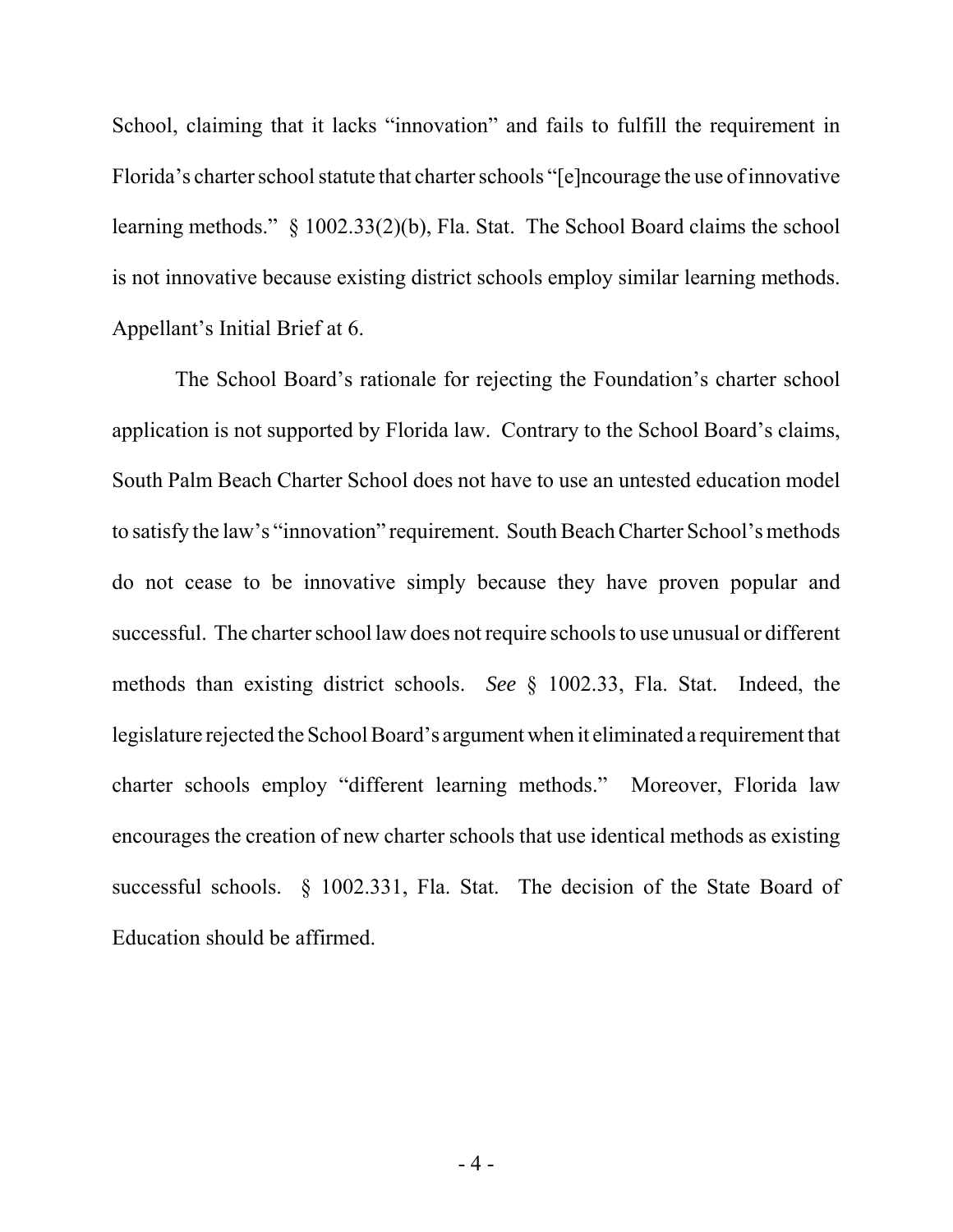School, claiming that it lacks "innovation" and fails to fulfill the requirement in Florida's charter school statute that charter schools "[e]ncourage the use of innovative learning methods." § 1002.33(2)(b), Fla. Stat. The School Board claims the school is not innovative because existing district schools employ similar learning methods. Appellant's Initial Brief at 6.

The School Board's rationale for rejecting the Foundation's charter school application is not supported by Florida law. Contrary to the School Board's claims, South Palm Beach Charter School does not have to use an untested education model to satisfy the law's "innovation" requirement. South Beach Charter School's methods do not cease to be innovative simply because they have proven popular and successful. The charter school law does not require schools to use unusual or different methods than existing district schools. *See* § 1002.33, Fla. Stat. Indeed, the legislature rejected the School Board's argument when it eliminated a requirement that charter schools employ "different learning methods." Moreover, Florida law encourages the creation of new charter schools that use identical methods as existing successful schools. § 1002.331, Fla. Stat. The decision of the State Board of Education should be affirmed.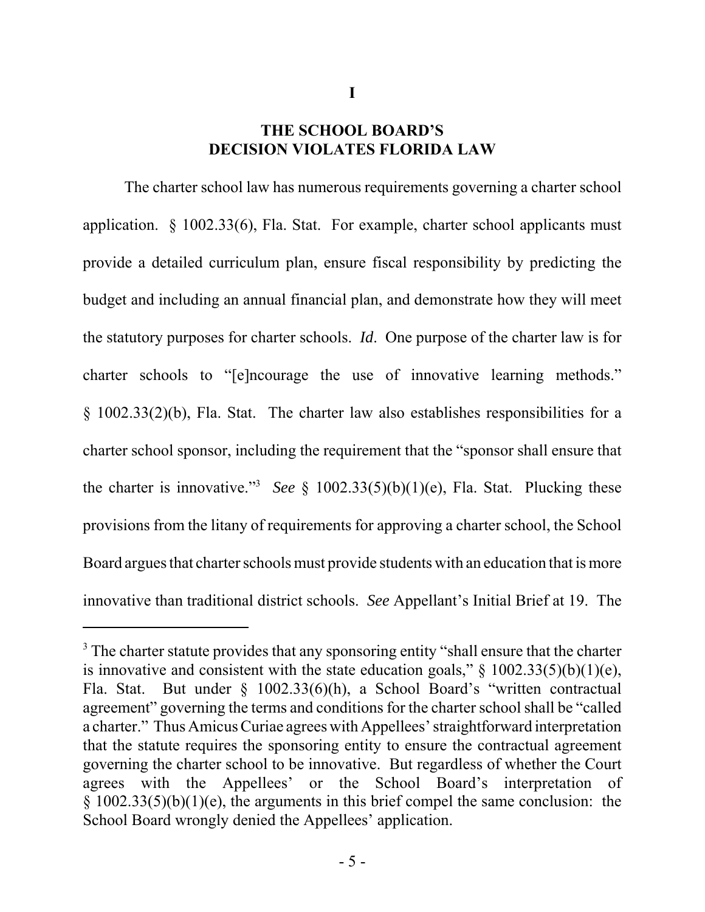# I

# THE SCHOOL BOARD'S DECISION VIOLATES FLORIDA LAW

The charter school law has numerous requirements governing a charter school application. § 1002.33(6), Fla. Stat. For example, charter school applicants must provide a detailed curriculum plan, ensure fiscal responsibility by predicting the budget and including an annual financial plan, and demonstrate how they will meet the statutory purposes for charter schools. *Id*. One purpose of the charter law is for charter schools to "[e]ncourage the use of innovative learning methods." § 1002.33(2)(b), Fla. Stat. The charter law also establishes responsibilities for a charter school sponsor, including the requirement that the "sponsor shall ensure that the charter is innovative."[3] *See* § 1002.33(5)(b)(1)(e), Fla. Stat. Plucking these provisions from the litany of requirements for approving a charter school, the School Board argues that charter schools must provide students with an education that is more innovative than traditional district schools. *See* Appellant's Initial Brief at 19. The

---

[3] The charter statute provides that any sponsoring entity "shall ensure that the charter is innovative and consistent with the state education goals," § 1002.33(5)(b)(1)(e), Fla. Stat. But under § 1002.33(6)(h), a School Board's "written contractual agreement" governing the terms and conditions for the charter school shall be "called a charter." Thus Amicus Curiae agrees with Appellees' straightforward interpretation that the statute requires the sponsoring entity to ensure the contractual agreement governing the charter school to be innovative. But regardless of whether the Court agrees with the Appellees' or the School Board's interpretation of § 1002.33(5)(b)(1)(e), the arguments in this brief compel the same conclusion: the School Board wrongly denied the Appellees' application.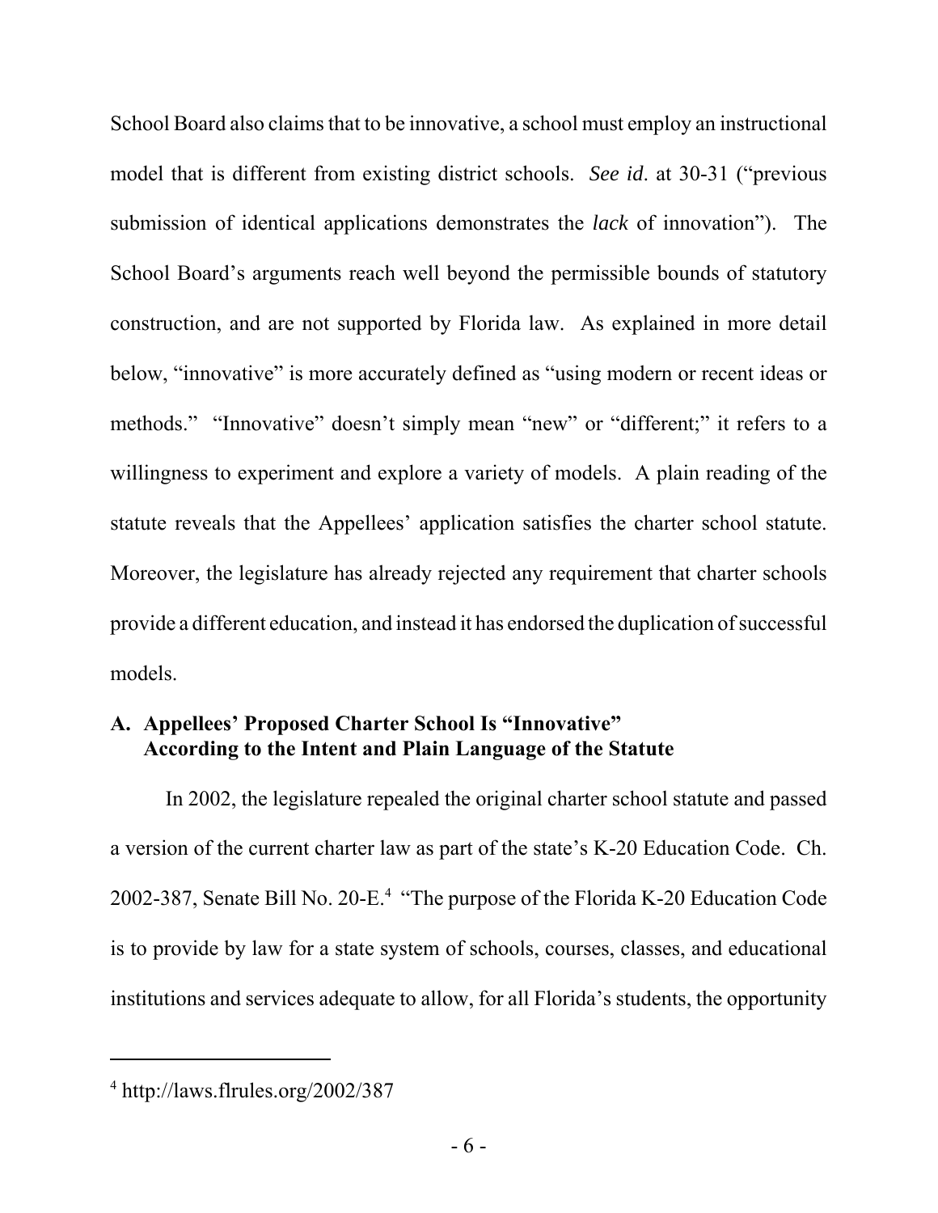School Board also claims that to be innovative, a school must employ an instructional model that is different from existing district schools. *See id*. at 30-31 ("previous submission of identical applications demonstrates the *lack* of innovation"). The School Board's arguments reach well beyond the permissible bounds of statutory construction, and are not supported by Florida law. As explained in more detail below, "innovative" is more accurately defined as "using modern or recent ideas or methods." "Innovative" doesn't simply mean "new" or "different;" it refers to a willingness to experiment and explore a variety of models. A plain reading of the statute reveals that the Appellees' application satisfies the charter school statute. Moreover, the legislature has already rejected any requirement that charter schools provide a different education, and instead it has endorsed the duplication of successful models.

### A. Appellees' Proposed Charter School Is "Innovative" According to the Intent and Plain Language of the Statute

In 2002, the legislature repealed the original charter school statute and passed a version of the current charter law as part of the state's K-20 Education Code. Ch. 2002-387, Senate Bill No. 20-E.[4] "The purpose of the Florida K-20 Education Code is to provide by law for a state system of schools, courses, classes, and educational institutions and services adequate to allow, for all Florida's students, the opportunity

[4] http://laws.flrules.org/2002/387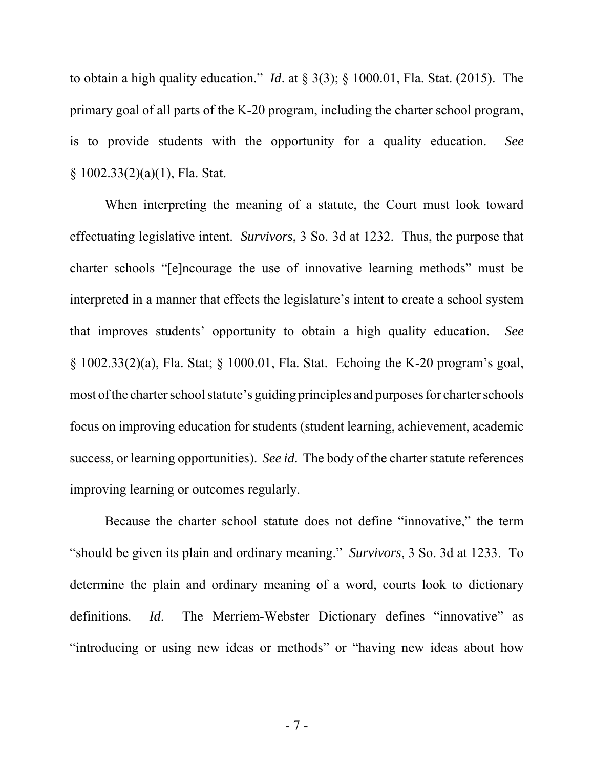to obtain a high quality education." *Id*. at § 3(3); § 1000.01, Fla. Stat. (2015). The primary goal of all parts of the K-20 program, including the charter school program, is to provide students with the opportunity for a quality education. *See* § 1002.33(2)(a)(1), Fla. Stat.

When interpreting the meaning of a statute, the Court must look toward effectuating legislative intent. *Survivors*, 3 So. 3d at 1232. Thus, the purpose that charter schools "[e]ncourage the use of innovative learning methods" must be interpreted in a manner that effects the legislature's intent to create a school system that improves students' opportunity to obtain a high quality education. *See* § 1002.33(2)(a), Fla. Stat; § 1000.01, Fla. Stat. Echoing the K-20 program's goal, most of the charter school statute's guiding principles and purposes for charter schools focus on improving education for students (student learning, achievement, academic success, or learning opportunities). *See id*. The body of the charter statute references improving learning or outcomes regularly.

Because the charter school statute does not define "innovative," the term "should be given its plain and ordinary meaning." *Survivors*, 3 So. 3d at 1233. To determine the plain and ordinary meaning of a word, courts look to dictionary definitions. *Id*. The Merriem-Webster Dictionary defines "innovative" as "introducing or using new ideas or methods" or "having new ideas about how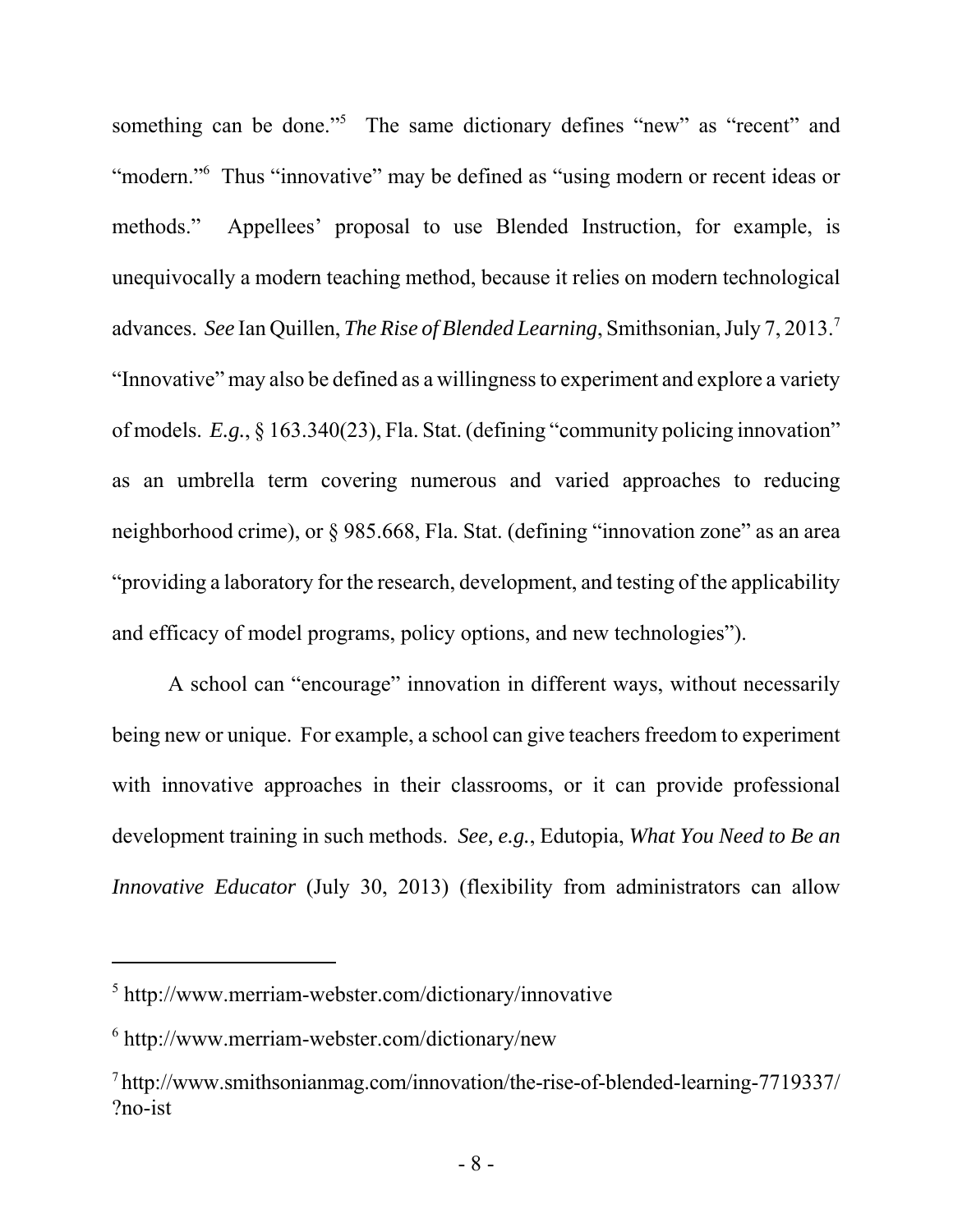something can be done."[5] The same dictionary defines "new" as "recent" and "modern."[6] Thus "innovative" may be defined as "using modern or recent ideas or methods." Appellees' proposal to use Blended Instruction, for example, is unequivocally a modern teaching method, because it relies on modern technological advances. *See* Ian Quillen, *The Rise of Blended Learning*, Smithsonian, July 7, 2013.[7] "Innovative" may also be defined as a willingness to experiment and explore a variety of models. *E.g.*, § 163.340(23), Fla. Stat. (defining "community policing innovation" as an umbrella term covering numerous and varied approaches to reducing neighborhood crime), or § 985.668, Fla. Stat. (defining "innovation zone" as an area "providing a laboratory for the research, development, and testing of the applicability and efficacy of model programs, policy options, and new technologies").

A school can "encourage" innovation in different ways, without necessarily being new or unique. For example, a school can give teachers freedom to experiment with innovative approaches in their classrooms, or it can provide professional development training in such methods. *See, e.g.*, Edutopia, *What You Need to Be an Innovative Educator* (July 30, 2013) (flexibility from administrators can allow

---

[5] http://www.merriam-webster.com/dictionary/innovative

[6] http://www.merriam-webster.com/dictionary/new

[7] http://www.smithsonianmag.com/innovation/the-rise-of-blended-learning-7719337/?no-ist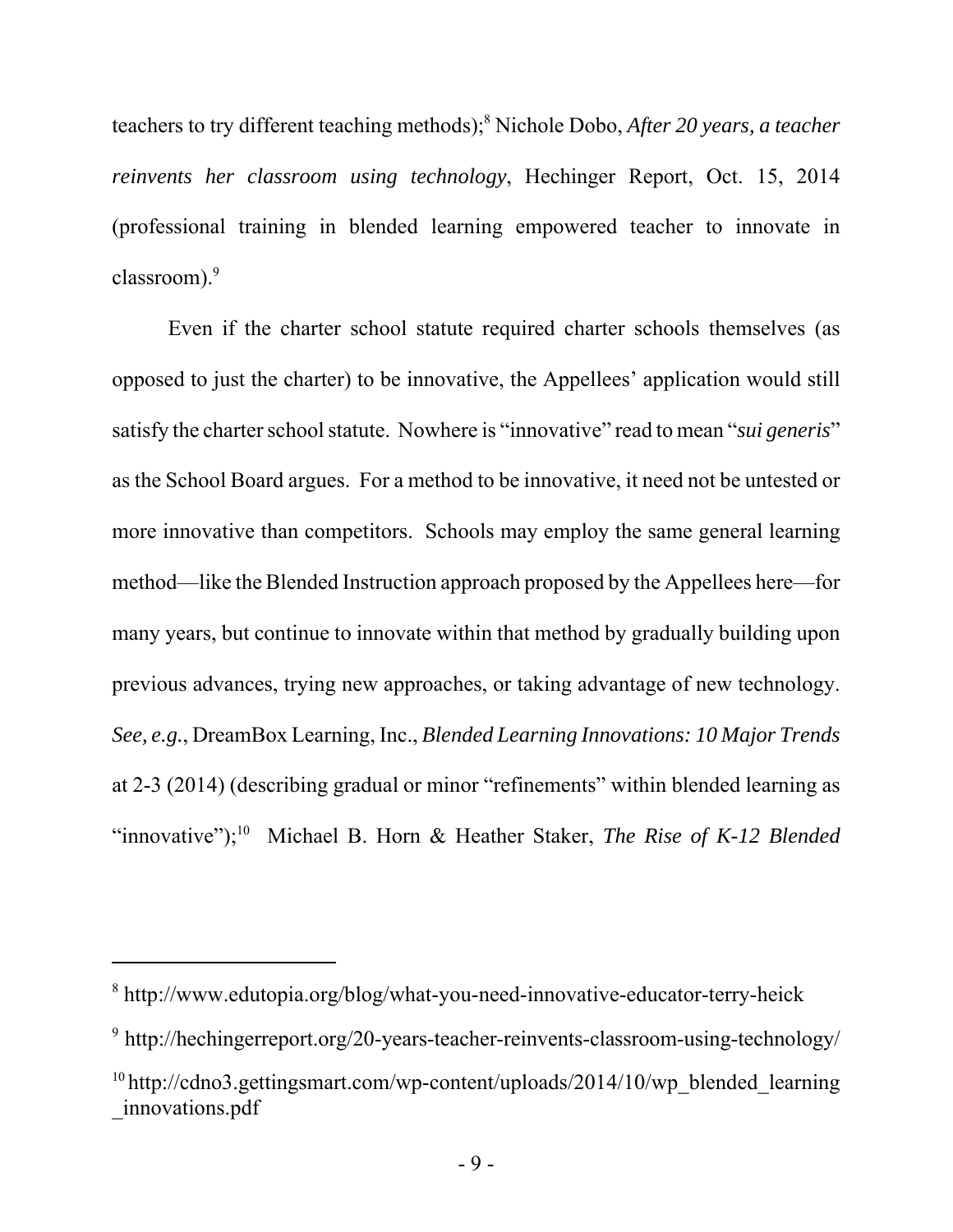teachers to try different teaching methods);[8] Nichole Dobo, *After 20 years, a teacher reinvents her classroom using technology*, Hechinger Report, Oct. 15, 2014 (professional training in blended learning empowered teacher to innovate in classroom).[9]

Even if the charter school statute required charter schools themselves (as opposed to just the charter) to be innovative, the Appellees' application would still satisfy the charter school statute. Nowhere is "innovative" read to mean "*sui generis*" as the School Board argues. For a method to be innovative, it need not be untested or more innovative than competitors. Schools may employ the same general learning method—like the Blended Instruction approach proposed by the Appellees here—for many years, but continue to innovate within that method by gradually building upon previous advances, trying new approaches, or taking advantage of new technology. *See, e.g.*, DreamBox Learning, Inc., *Blended Learning Innovations: 10 Major Trends* at 2-3 (2014) (describing gradual or minor "refinements" within blended learning as "innovative");[10] Michael B. Horn & Heather Staker, *The Rise of K-12 Blended*

---

[8] http://www.edutopia.org/blog/what-you-need-innovative-educator-terry-heick

[9] http://hechingerreport.org/20-years-teacher-reinvents-classroom-using-technology/

[10] http://cdno3.gettingsmart.com/wp-content/uploads/2014/10/wp_blended_learning_innovations.pdf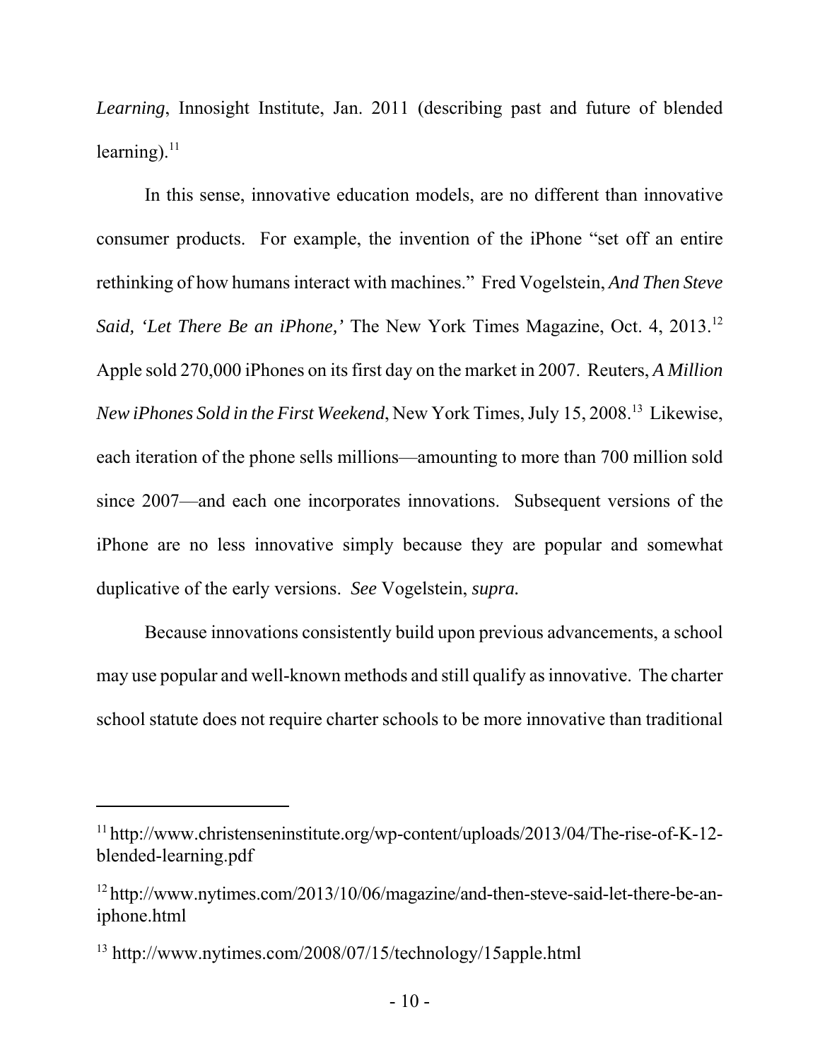*Learning*, Innosight Institute, Jan. 2011 (describing past and future of blended learning).[11]

In this sense, innovative education models, are no different than innovative consumer products. For example, the invention of the iPhone "set off an entire rethinking of how humans interact with machines." Fred Vogelstein, *And Then Steve Said, 'Let There Be an iPhone,'* The New York Times Magazine, Oct. 4, 2013.[12] Apple sold 270,000 iPhones on its first day on the market in 2007. Reuters, *A Million New iPhones Sold in the First Weekend*, New York Times, July 15, 2008.[13] Likewise, each iteration of the phone sells millions—amounting to more than 700 million sold since 2007—and each one incorporates innovations. Subsequent versions of the iPhone are no less innovative simply because they are popular and somewhat duplicative of the early versions. *See* Vogelstein, *supra.*

Because innovations consistently build upon previous advancements, a school may use popular and well-known methods and still qualify as innovative. The charter school statute does not require charter schools to be more innovative than traditional

---

[11] http://www.christenseninstitute.org/wp-content/uploads/2013/04/The-rise-of-K-12-blended-learning.pdf

[12] http://www.nytimes.com/2013/10/06/magazine/and-then-steve-said-let-there-be-an-iphone.html

[13] http://www.nytimes.com/2008/07/15/technology/15apple.html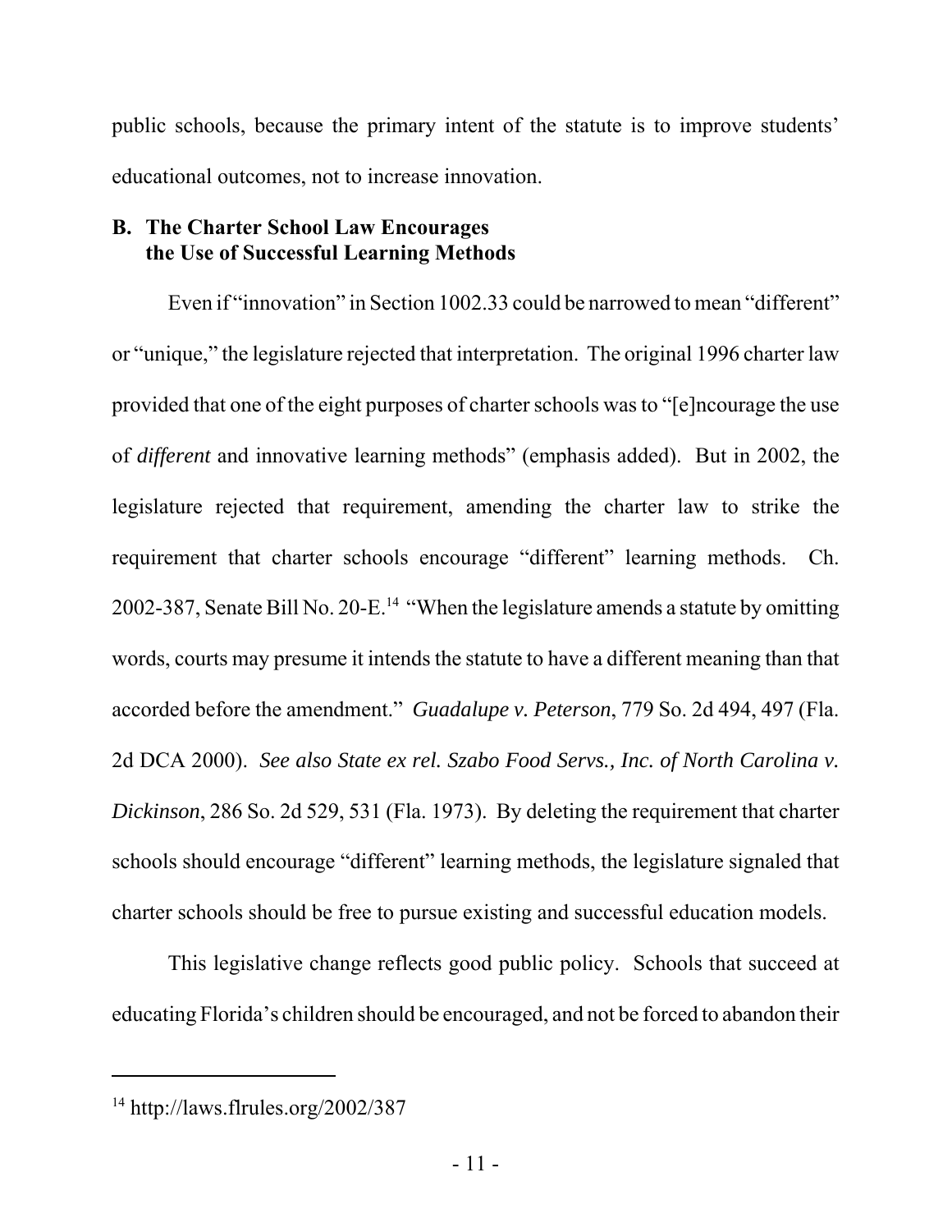public schools, because the primary intent of the statute is to improve students' educational outcomes, not to increase innovation.

### B. The Charter School Law Encourages the Use of Successful Learning Methods

Even if "innovation" in Section 1002.33 could be narrowed to mean "different" or "unique," the legislature rejected that interpretation. The original 1996 charter law provided that one of the eight purposes of charter schools was to "[e]ncourage the use of *different* and innovative learning methods" (emphasis added). But in 2002, the legislature rejected that requirement, amending the charter law to strike the requirement that charter schools encourage "different" learning methods. Ch. 2002-387, Senate Bill No. 20-E.[14] "When the legislature amends a statute by omitting words, courts may presume it intends the statute to have a different meaning than that accorded before the amendment." *Guadalupe v. Peterson*, 779 So. 2d 494, 497 (Fla. 2d DCA 2000). *See also State ex rel. Szabo Food Servs., Inc. of North Carolina v. Dickinson*, 286 So. 2d 529, 531 (Fla. 1973). By deleting the requirement that charter schools should encourage "different" learning methods, the legislature signaled that charter schools should be free to pursue existing and successful education models.

This legislative change reflects good public policy. Schools that succeed at educating Florida's children should be encouraged, and not be forced to abandon their

---

[14] http://laws.flrules.org/2002/387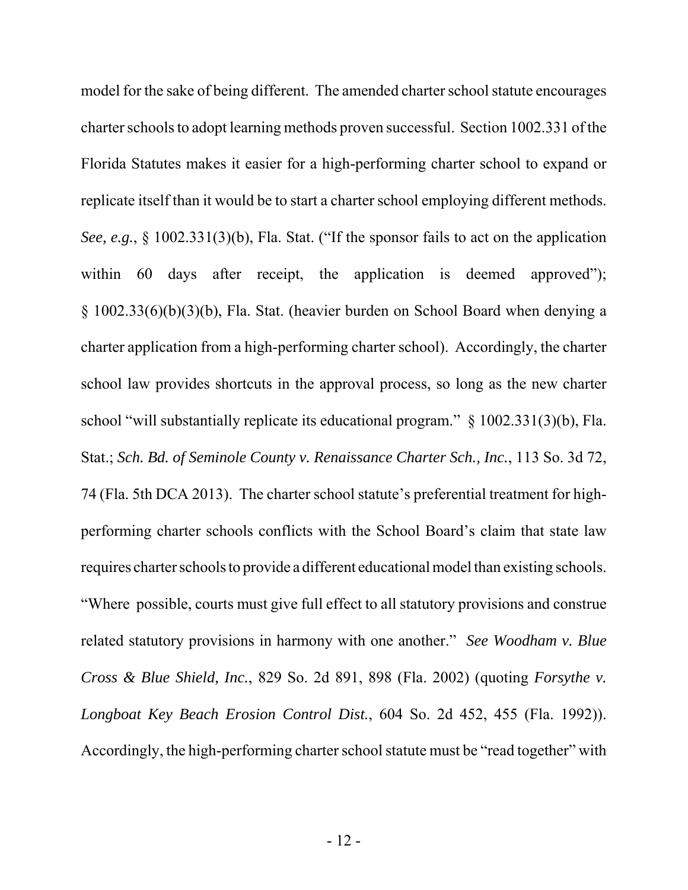model for the sake of being different. The amended charter school statute encourages charter schools to adopt learning methods proven successful. Section 1002.331 of the Florida Statutes makes it easier for a high-performing charter school to expand or replicate itself than it would be to start a charter school employing different methods. *See, e.g.*, § 1002.331(3)(b), Fla. Stat. ("If the sponsor fails to act on the application within 60 days after receipt, the application is deemed approved"); § 1002.33(6)(b)(3)(b), Fla. Stat. (heavier burden on School Board when denying a charter application from a high-performing charter school). Accordingly, the charter school law provides shortcuts in the approval process, so long as the new charter school "will substantially replicate its educational program." § 1002.331(3)(b), Fla. Stat.; *Sch. Bd. of Seminole County v. Renaissance Charter Sch., Inc.*, 113 So. 3d 72, 74 (Fla. 5th DCA 2013). The charter school statute's preferential treatment for high-performing charter schools conflicts with the School Board's claim that state law requires charter schools to provide a different educational model than existing schools. "Where possible, courts must give full effect to all statutory provisions and construe related statutory provisions in harmony with one another." *See Woodham v. Blue Cross & Blue Shield, Inc.*, 829 So. 2d 891, 898 (Fla. 2002) (quoting *Forsythe v. Longboat Key Beach Erosion Control Dist.*, 604 So. 2d 452, 455 (Fla. 1992)). Accordingly, the high-performing charter school statute must be "read together" with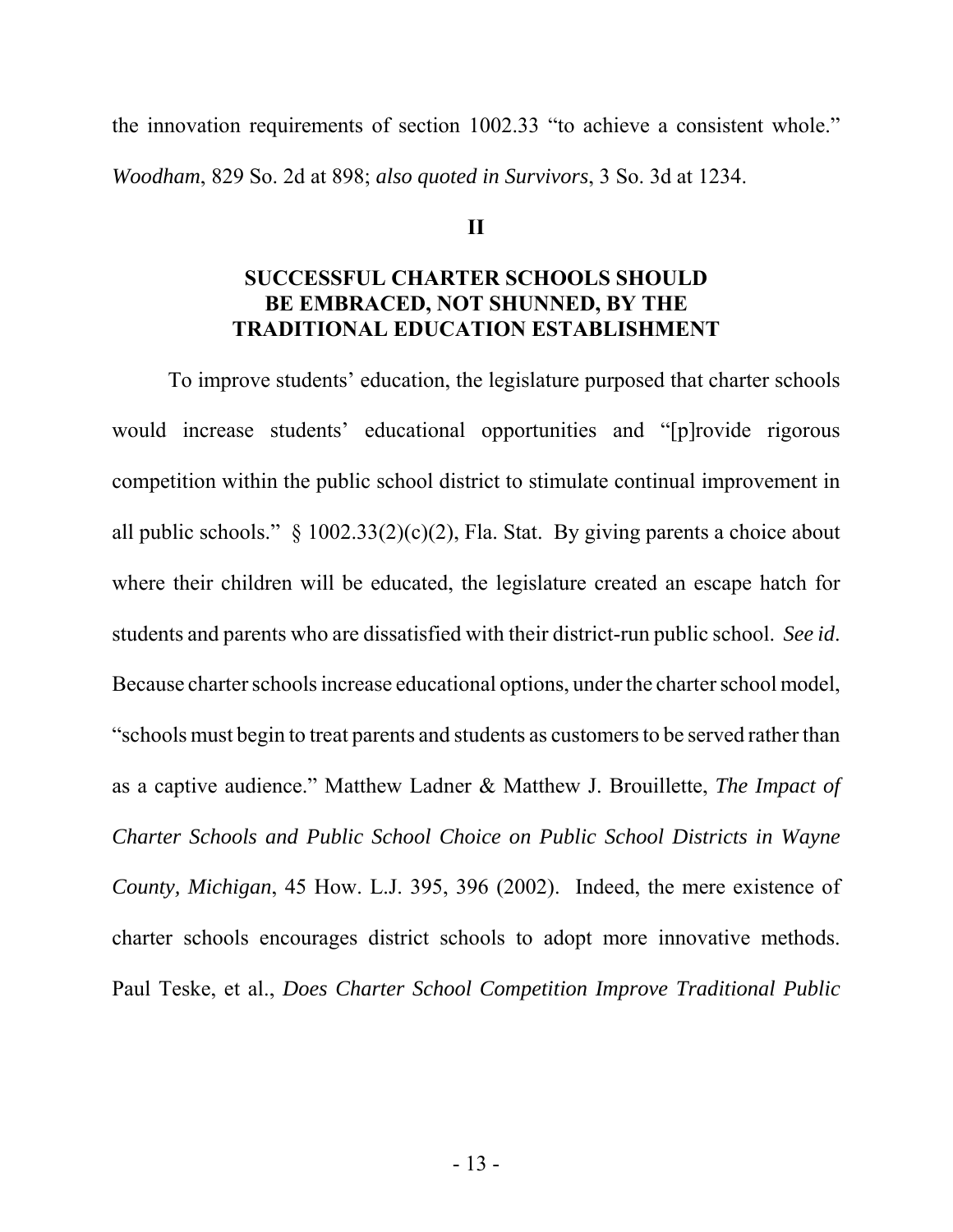the innovation requirements of section 1002.33 "to achieve a consistent whole." *Woodham*, 829 So. 2d at 898; *also quoted in Survivors*, 3 So. 3d at 1234.

## II

## SUCCESSFUL CHARTER SCHOOLS SHOULD BE EMBRACED, NOT SHUNNED, BY THE TRADITIONAL EDUCATION ESTABLISHMENT

To improve students' education, the legislature purposed that charter schools would increase students' educational opportunities and "[p]rovide rigorous competition within the public school district to stimulate continual improvement in all public schools." § 1002.33(2)(c)(2), Fla. Stat. By giving parents a choice about where their children will be educated, the legislature created an escape hatch for students and parents who are dissatisfied with their district-run public school. *See id*. Because charter schools increase educational options, under the charter school model, "schools must begin to treat parents and students as customers to be served rather than as a captive audience." Matthew Ladner & Matthew J. Brouillette, *The Impact of Charter Schools and Public School Choice on Public School Districts in Wayne County, Michigan*, 45 How. L.J. 395, 396 (2002). Indeed, the mere existence of charter schools encourages district schools to adopt more innovative methods. Paul Teske, et al., *Does Charter School Competition Improve Traditional Public*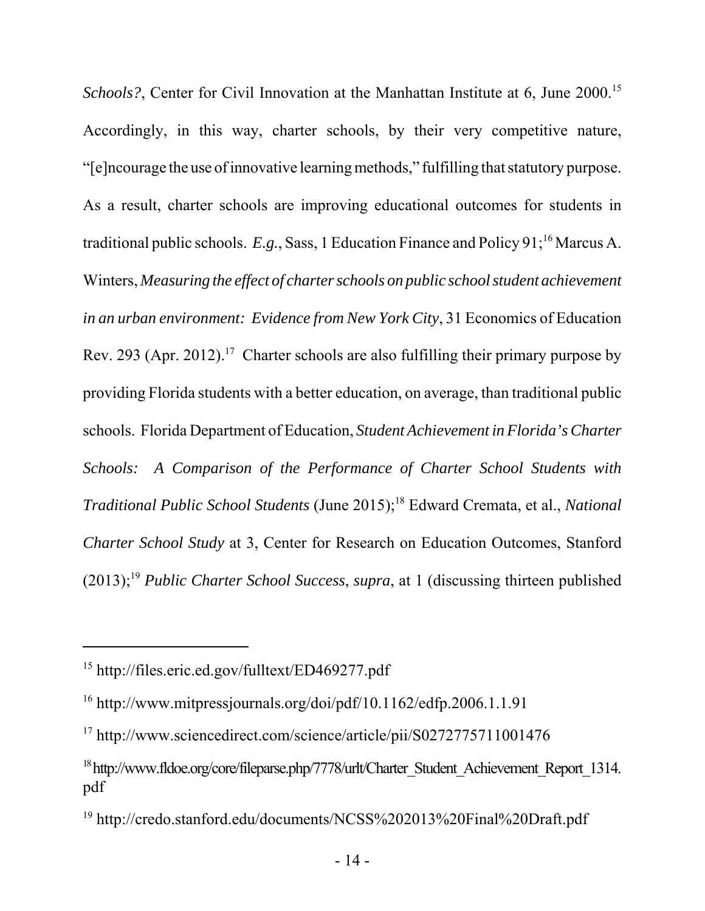*Schools?*, Center for Civil Innovation at the Manhattan Institute at 6, June 2000.[15] Accordingly, in this way, charter schools, by their very competitive nature, "[e]ncourage the use of innovative learning methods," fulfilling that statutory purpose. As a result, charter schools are improving educational outcomes for students in traditional public schools. *E.g.*, Sass, 1 Education Finance and Policy 91;[16] Marcus A. Winters, *Measuring the effect of charter schools on public school student achievement in an urban environment: Evidence from New York City*, 31 Economics of Education Rev. 293 (Apr. 2012).[17] Charter schools are also fulfilling their primary purpose by providing Florida students with a better education, on average, than traditional public schools. Florida Department of Education, *Student Achievement in Florida's Charter Schools: A Comparison of the Performance of Charter School Students with Traditional Public School Students* (June 2015);[18] Edward Cremata, et al., *National Charter School Study* at 3, Center for Research on Education Outcomes, Stanford (2013);[19] *Public Charter School Success*, *supra*, at 1 (discussing thirteen published

---

[15] http://files.eric.ed.gov/fulltext/ED469277.pdf

[16] http://www.mitpressjournals.org/doi/pdf/10.1162/edfp.2006.1.1.91

[17] http://www.sciencedirect.com/science/article/pii/S0272775711001476

[18] http://www.fldoe.org/core/fileparse.php/7778/urlt/Charter_Student_Achievement_Report_1314.pdf

[19] http://credo.stanford.edu/documents/NCSS%202013%20Final%20Draft.pdf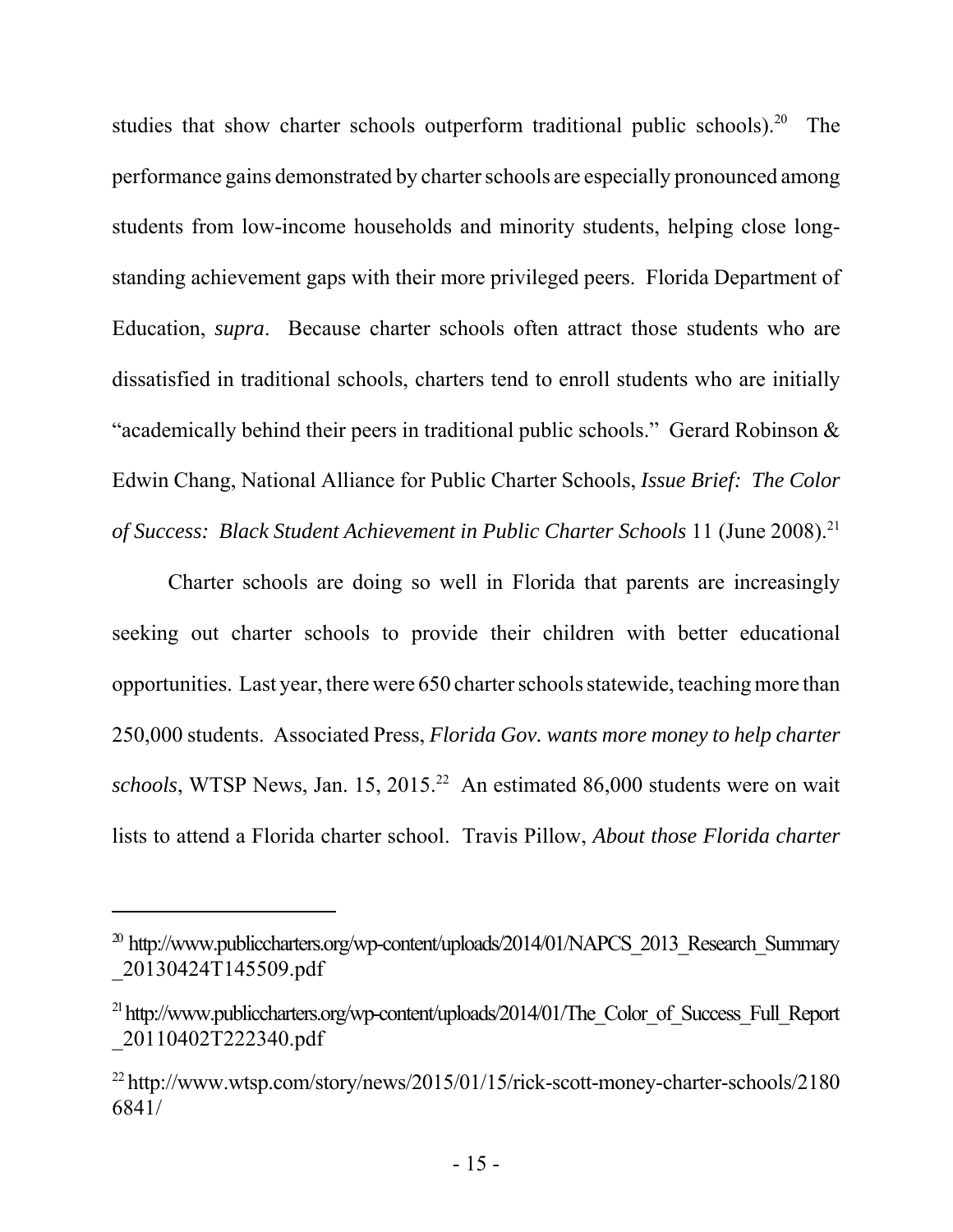studies that show charter schools outperform traditional public schools).[20] The performance gains demonstrated by charter schools are especially pronounced among students from low-income households and minority students, helping close long-standing achievement gaps with their more privileged peers. Florida Department of Education, *supra*. Because charter schools often attract those students who are dissatisfied in traditional schools, charters tend to enroll students who are initially "academically behind their peers in traditional public schools." Gerard Robinson & Edwin Chang, National Alliance for Public Charter Schools, *Issue Brief: The Color of Success: Black Student Achievement in Public Charter Schools* 11 (June 2008).[21]

Charter schools are doing so well in Florida that parents are increasingly seeking out charter schools to provide their children with better educational opportunities. Last year, there were 650 charter schools statewide, teaching more than 250,000 students. Associated Press, *Florida Gov. wants more money to help charter schools*, WTSP News, Jan. 15, 2015.[22] An estimated 86,000 students were on wait lists to attend a Florida charter school. Travis Pillow, *About those Florida charter*

---

[20] http://www.publiccharters.org/wp-content/uploads/2014/01/NAPCS_2013_Research_Summary_20130424T145509.pdf

[21] http://www.publiccharters.org/wp-content/uploads/2014/01/The_Color_of_Success_Full_Report_20110402T222340.pdf

[22] http://www.wtsp.com/story/news/2015/01/15/rick-scott-money-charter-schools/21806841/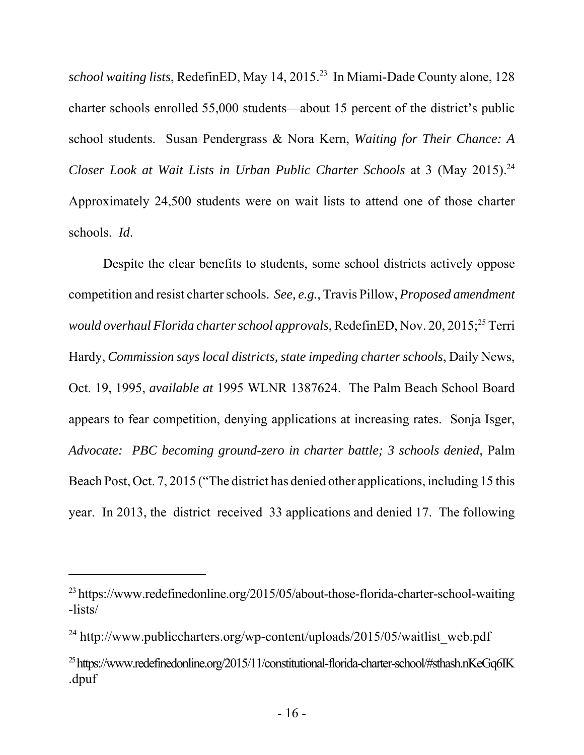*school waiting lists*, RedefinED, May 14, 2015.[23] In Miami-Dade County alone, 128 charter schools enrolled 55,000 students—about 15 percent of the district's public school students. Susan Pendergrass & Nora Kern, *Waiting for Their Chance: A Closer Look at Wait Lists in Urban Public Charter Schools* at 3 (May 2015).[24] Approximately 24,500 students were on wait lists to attend one of those charter schools. *Id*.

Despite the clear benefits to students, some school districts actively oppose competition and resist charter schools. *See, e.g.*, Travis Pillow, *Proposed amendment would overhaul Florida charter school approvals*, RedefinED, Nov. 20, 2015;[25] Terri Hardy, *Commission says local districts, state impeding charter schools*, Daily News, Oct. 19, 1995, *available at* 1995 WLNR 1387624. The Palm Beach School Board appears to fear competition, denying applications at increasing rates. Sonja Isger, *Advocate: PBC becoming ground-zero in charter battle; 3 schools denied*, Palm Beach Post, Oct. 7, 2015 ("The district has denied other applications, including 15 this year. In 2013, the district received 33 applications and denied 17. The following

---

[23] https://www.redefinedonline.org/2015/05/about-those-florida-charter-school-waiting-lists/

[24] http://www.publiccharters.org/wp-content/uploads/2015/05/waitlist_web.pdf

[25] https://www.redefinedonline.org/2015/11/constitutional-florida-charter-school/#sthash.nKeGq6IK.dpuf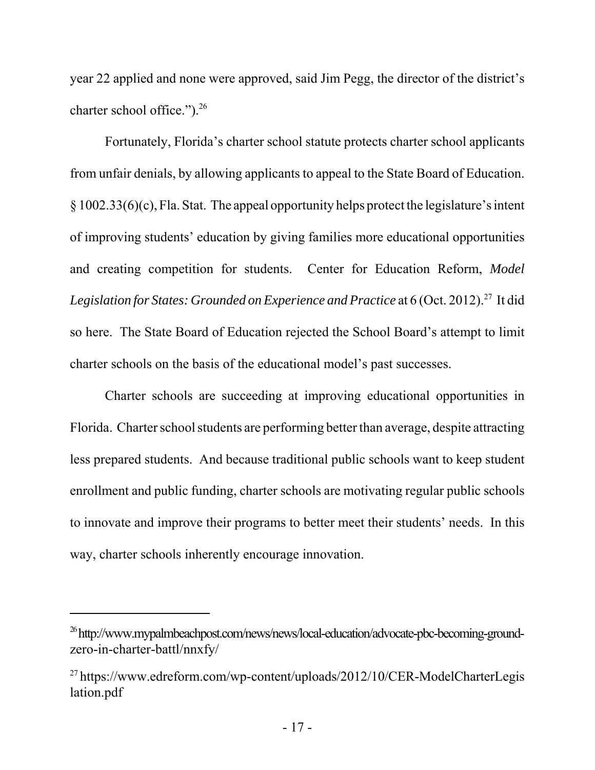year 22 applied and none were approved, said Jim Pegg, the director of the district's charter school office.").[26]

Fortunately, Florida's charter school statute protects charter school applicants from unfair denials, by allowing applicants to appeal to the State Board of Education. § 1002.33(6)(c), Fla. Stat. The appeal opportunity helps protect the legislature's intent of improving students' education by giving families more educational opportunities and creating competition for students. Center for Education Reform, *Model Legislation for States: Grounded on Experience and Practice* at 6 (Oct. 2012).[27] It did so here. The State Board of Education rejected the School Board's attempt to limit charter schools on the basis of the educational model's past successes.

Charter schools are succeeding at improving educational opportunities in Florida. Charter school students are performing better than average, despite attracting less prepared students. And because traditional public schools want to keep student enrollment and public funding, charter schools are motivating regular public schools to innovate and improve their programs to better meet their students' needs. In this way, charter schools inherently encourage innovation.

---

[26] http://www.mypalmbeachpost.com/news/news/local-education/advocate-pbc-becoming-ground-zero-in-charter-battl/nnxfy/

[27] https://www.edreform.com/wp-content/uploads/2012/10/CER-ModelCharterLegislation.pdf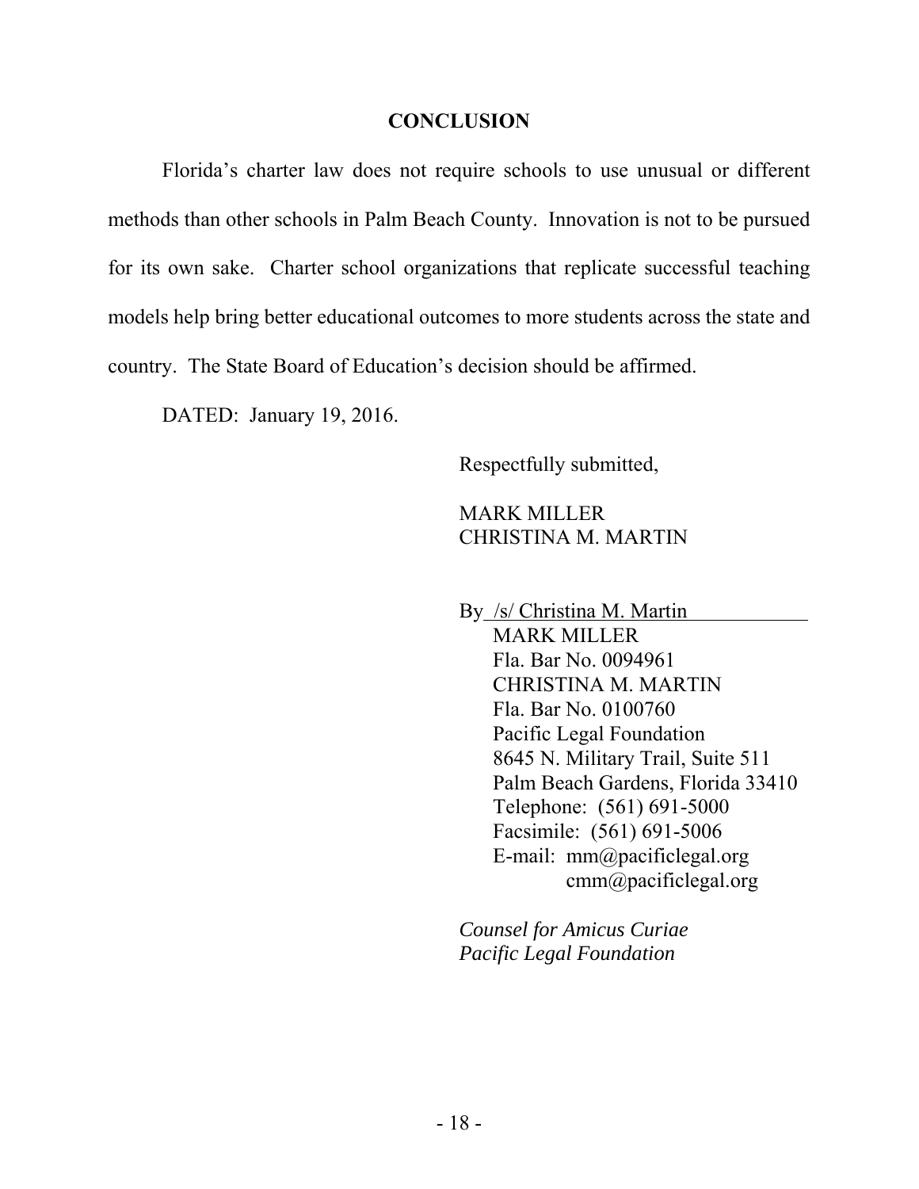## CONCLUSION

Florida's charter law does not require schools to use unusual or different methods than other schools in Palm Beach County. Innovation is not to be pursued for its own sake. Charter school organizations that replicate successful teaching models help bring better educational outcomes to more students across the state and country. The State Board of Education's decision should be affirmed.

DATED: January 19, 2016.

Respectfully submitted,

MARK MILLER
CHRISTINA M. MARTIN

By /s/ Christina M. Martin
MARK MILLER
Fla. Bar No. 0094961
CHRISTINA M. MARTIN
Fla. Bar No. 0100760
Pacific Legal Foundation
8645 N. Military Trail, Suite 511
Palm Beach Gardens, Florida 33410
Telephone: (561) 691-5000
Facsimile: (561) 691-5006
E-mail: mm@pacificlegal.org
cmm@pacificlegal.org

*Counsel for Amicus Curiae*
*Pacific Legal Foundation*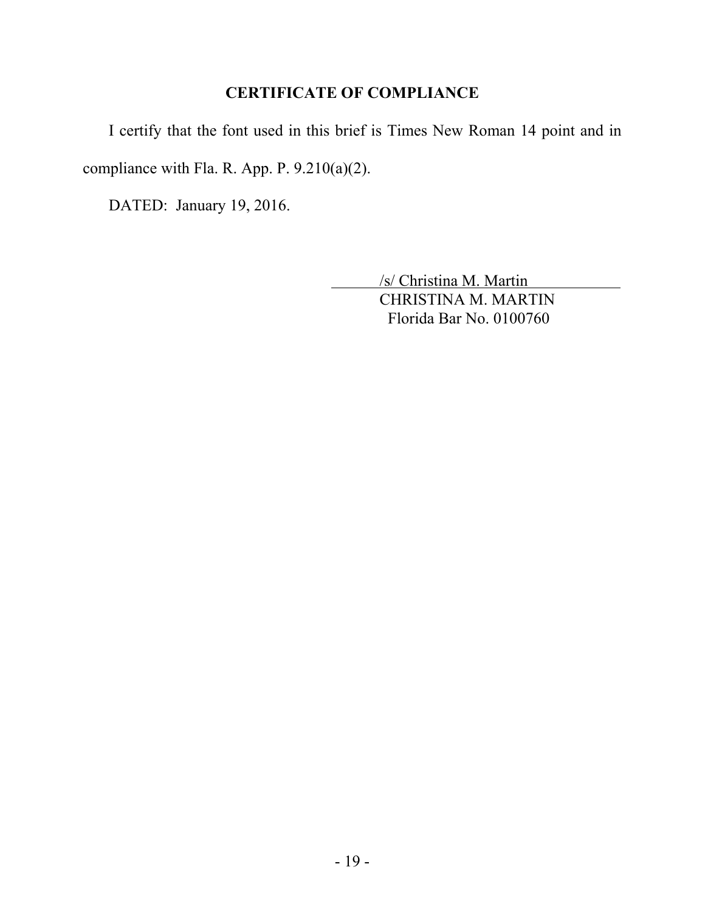## CERTIFICATE OF COMPLIANCE

I certify that the font used in this brief is Times New Roman 14 point and in compliance with Fla. R. App. P. 9.210(a)(2).

DATED: January 19, 2016.

/s/ Christina M. Martin
CHRISTINA M. MARTIN
Florida Bar No. 0100760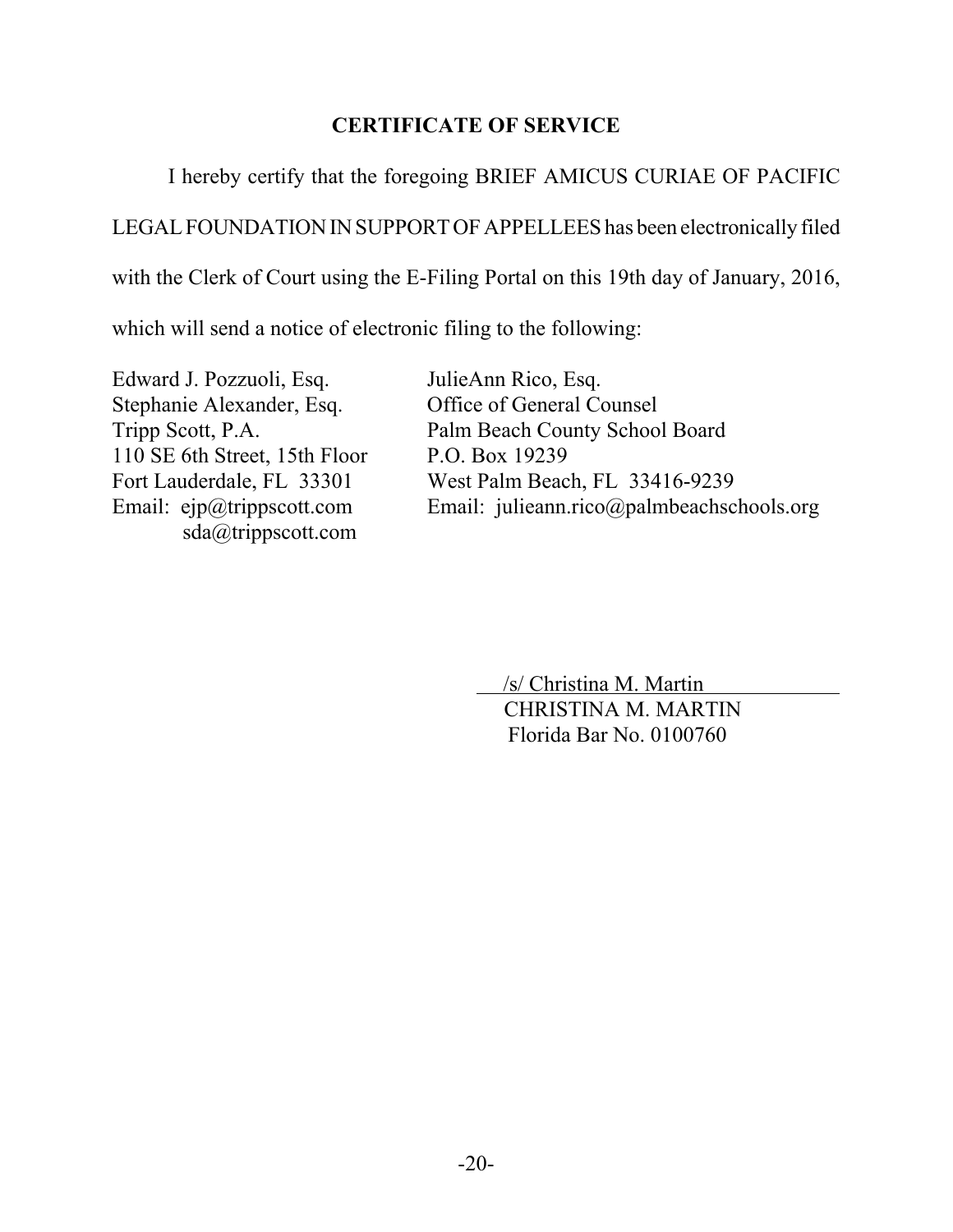## CERTIFICATE OF SERVICE

I hereby certify that the foregoing BRIEF AMICUS CURIAE OF PACIFIC LEGAL FOUNDATION IN SUPPORT OF APPELLEES has been electronically filed with the Clerk of Court using the E-Filing Portal on this 19th day of January, 2016, which will send a notice of electronic filing to the following:

Edward J. Pozzuoli, Esq.
Stephanie Alexander, Esq.
Tripp Scott, P.A.
110 SE 6th Street, 15th Floor
Fort Lauderdale, FL 33301
Email: ejp@trippscott.com
sda@trippscott.com

JulieAnn Rico, Esq.
Office of General Counsel
Palm Beach County School Board
P.O. Box 19239
West Palm Beach, FL 33416-9239
Email: julieann.rico@palmbeachschools.org

/s/ Christina M. Martin
CHRISTINA M. MARTIN
Florida Bar No. 0100760